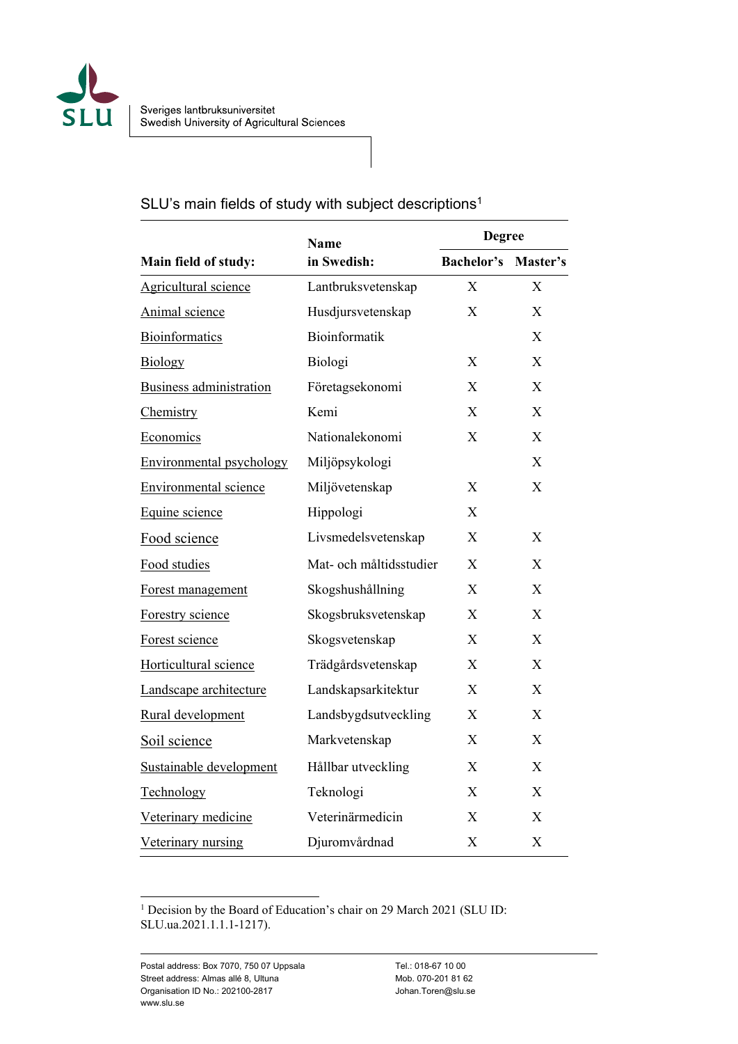Sveriges lantbruksuniversitet
Swedish University of Agricultural Sciences

## SLU's main fields of study with subject descriptions[1]

| Main field of study: | Name in Swedish: | Degree | |
|---|---|---|---|
| | | Bachelor's | Master's |
| Agricultural science | Lantbruksvetenskap | X | X |
| Animal science | Husdjursvetenskap | X | X |
| Bioinformatics | Bioinformatik | | X |
| Biology | Biologi | X | X |
| Business administration | Företagsekonomi | X | X |
| Chemistry | Kemi | X | X |
| Economics | Nationalekonomi | X | X |
| Environmental psychology | Miljöpsykologi | | X |
| Environmental science | Miljövetenskap | X | X |
| Equine science | Hippologi | X | |
| Food science | Livsmedelsvetenskap | X | X |
| Food studies | Mat- och måltidsstudier | X | X |
| Forest management | Skogshushållning | X | X |
| Forestry science | Skogsbruksvetenskap | X | X |
| Forest science | Skogsvetenskap | X | X |
| Horticultural science | Trädgårdsvetenskap | X | X |
| Landscape architecture | Landskapsarkitektur | X | X |
| Rural development | Landsbygdsutveckling | X | X |
| Soil science | Markvetenskap | X | X |
| Sustainable development | Hållbar utveckling | X | X |
| Technology | Teknologi | X | X |
| Veterinary medicine | Veterinärmedicin | X | X |
| Veterinary nursing | Djuromvårdnad | X | X |

[1] Decision by the Board of Education's chair on 29 March 2021 (SLU ID: SLU.ua.2021.1.1.1-1217).

Postal address: Box 7070, 750 07 Uppsala
Street address: Almas allé 8, Ultuna
Organisation ID No.: 202100-2817
www.slu.se

Tel.: 018-67 10 00
Mob. 070-201 81 62
Johan.Toren@slu.se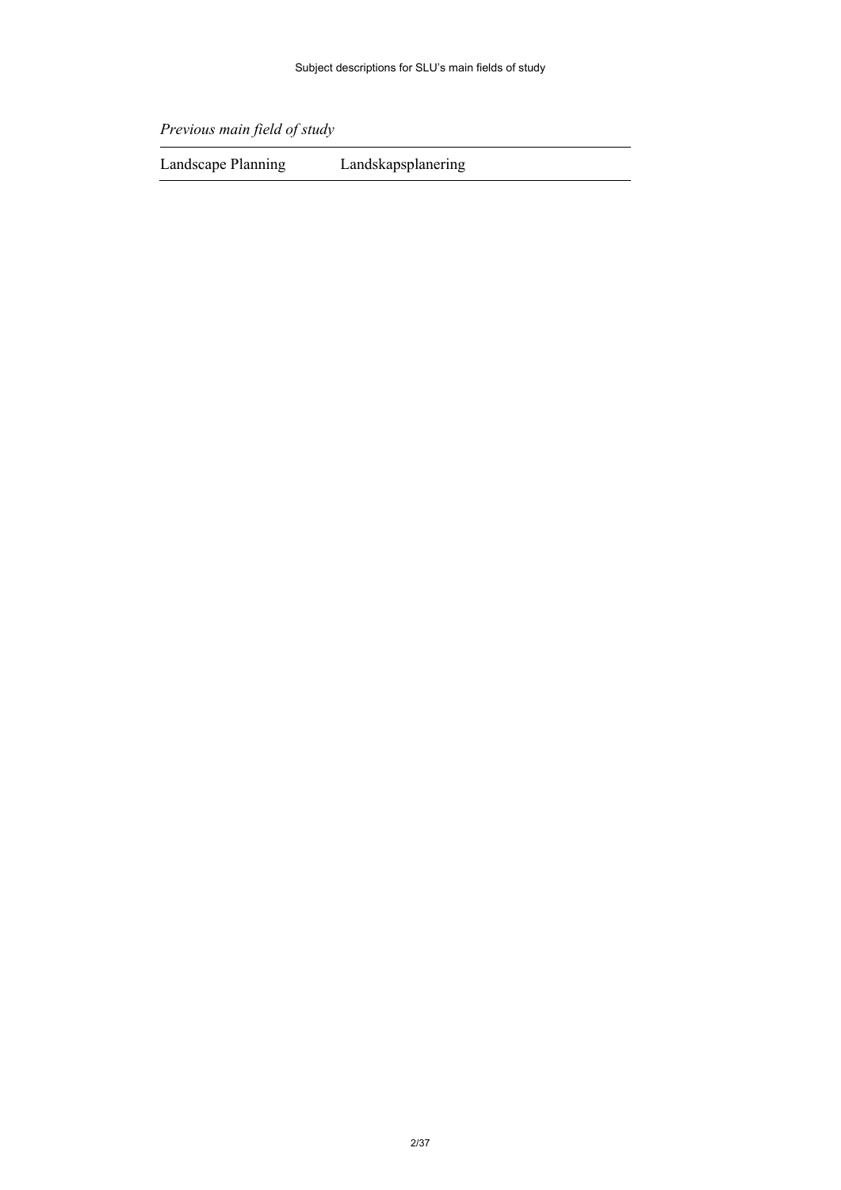*Previous main field of study*

| Landscape Planning | Landskapsplanering |
|---|---|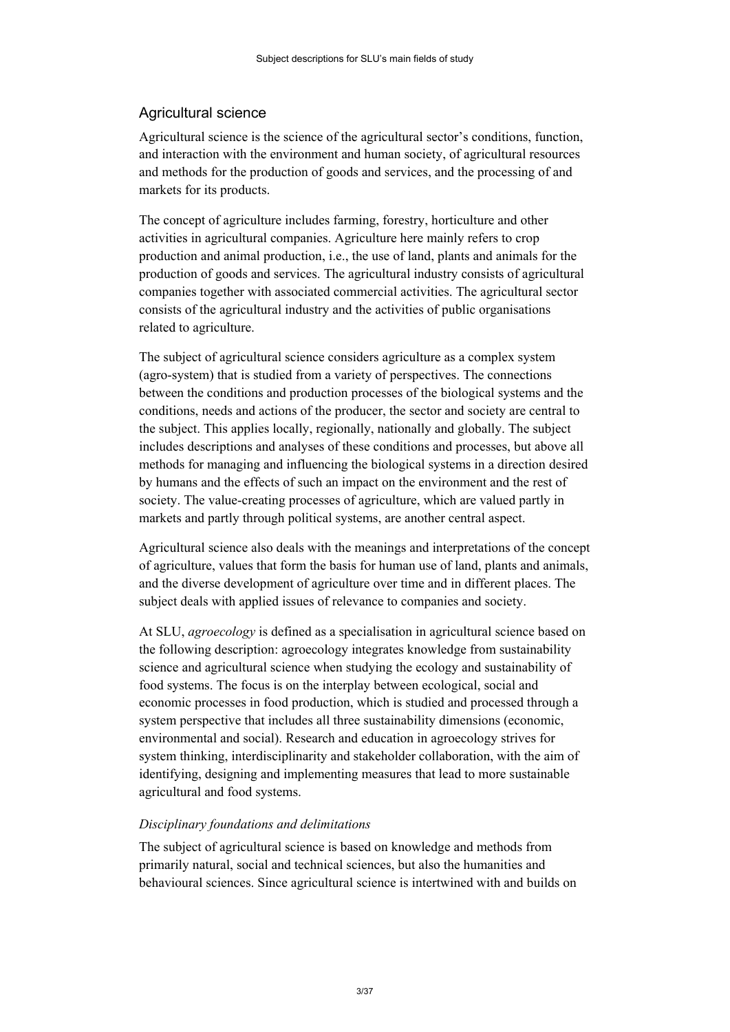## Agricultural science

Agricultural science is the science of the agricultural sector's conditions, function, and interaction with the environment and human society, of agricultural resources and methods for the production of goods and services, and the processing of and markets for its products.

The concept of agriculture includes farming, forestry, horticulture and other activities in agricultural companies. Agriculture here mainly refers to crop production and animal production, i.e., the use of land, plants and animals for the production of goods and services. The agricultural industry consists of agricultural companies together with associated commercial activities. The agricultural sector consists of the agricultural industry and the activities of public organisations related to agriculture.

The subject of agricultural science considers agriculture as a complex system (agro-system) that is studied from a variety of perspectives. The connections between the conditions and production processes of the biological systems and the conditions, needs and actions of the producer, the sector and society are central to the subject. This applies locally, regionally, nationally and globally. The subject includes descriptions and analyses of these conditions and processes, but above all methods for managing and influencing the biological systems in a direction desired by humans and the effects of such an impact on the environment and the rest of society. The value-creating processes of agriculture, which are valued partly in markets and partly through political systems, are another central aspect.

Agricultural science also deals with the meanings and interpretations of the concept of agriculture, values that form the basis for human use of land, plants and animals, and the diverse development of agriculture over time and in different places. The subject deals with applied issues of relevance to companies and society.

At SLU, *agroecology* is defined as a specialisation in agricultural science based on the following description: agroecology integrates knowledge from sustainability science and agricultural science when studying the ecology and sustainability of food systems. The focus is on the interplay between ecological, social and economic processes in food production, which is studied and processed through a system perspective that includes all three sustainability dimensions (economic, environmental and social). Research and education in agroecology strives for system thinking, interdisciplinarity and stakeholder collaboration, with the aim of identifying, designing and implementing measures that lead to more sustainable agricultural and food systems.

### *Disciplinary foundations and delimitations*

The subject of agricultural science is based on knowledge and methods from primarily natural, social and technical sciences, but also the humanities and behavioural sciences. Since agricultural science is intertwined with and builds on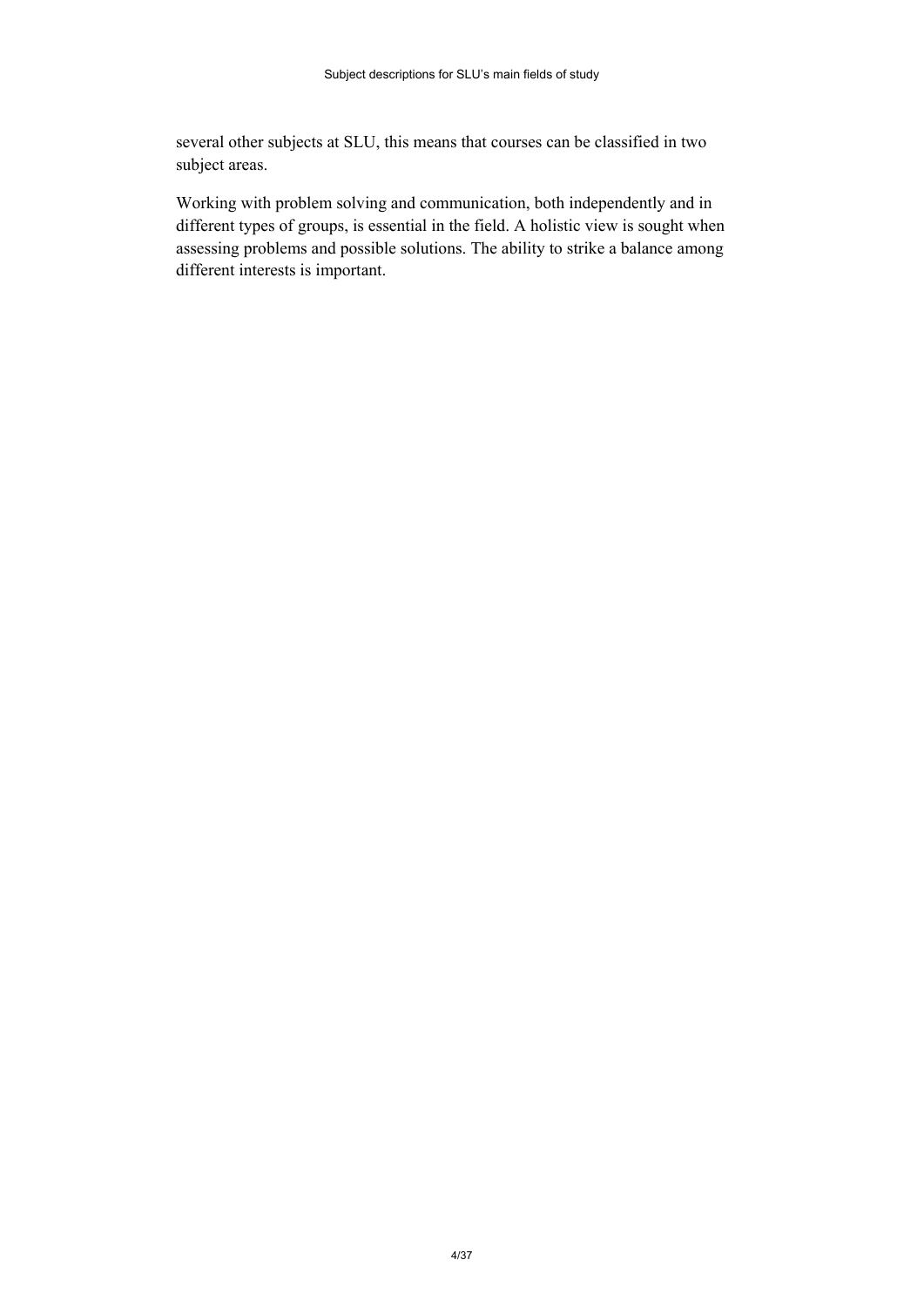several other subjects at SLU, this means that courses can be classified in two subject areas.

Working with problem solving and communication, both independently and in different types of groups, is essential in the field. A holistic view is sought when assessing problems and possible solutions. The ability to strike a balance among different interests is important.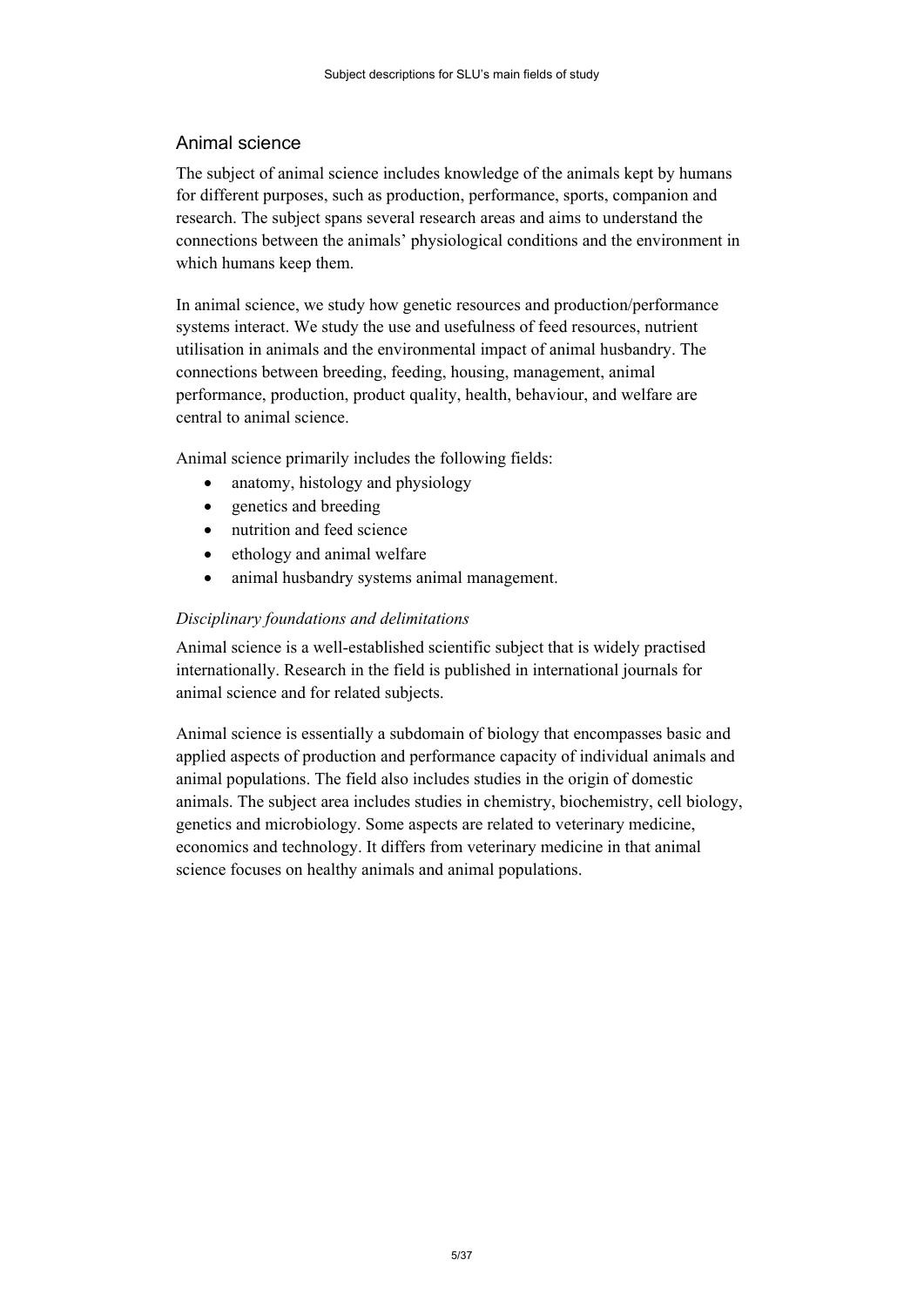## Animal science

The subject of animal science includes knowledge of the animals kept by humans for different purposes, such as production, performance, sports, companion and research. The subject spans several research areas and aims to understand the connections between the animals' physiological conditions and the environment in which humans keep them.

In animal science, we study how genetic resources and production/performance systems interact. We study the use and usefulness of feed resources, nutrient utilisation in animals and the environmental impact of animal husbandry. The connections between breeding, feeding, housing, management, animal performance, production, product quality, health, behaviour, and welfare are central to animal science.

Animal science primarily includes the following fields:

- anatomy, histology and physiology
- genetics and breeding
- nutrition and feed science
- ethology and animal welfare
- animal husbandry systems animal management.

### *Disciplinary foundations and delimitations*

Animal science is a well-established scientific subject that is widely practised internationally. Research in the field is published in international journals for animal science and for related subjects.

Animal science is essentially a subdomain of biology that encompasses basic and applied aspects of production and performance capacity of individual animals and animal populations. The field also includes studies in the origin of domestic animals. The subject area includes studies in chemistry, biochemistry, cell biology, genetics and microbiology. Some aspects are related to veterinary medicine, economics and technology. It differs from veterinary medicine in that animal science focuses on healthy animals and animal populations.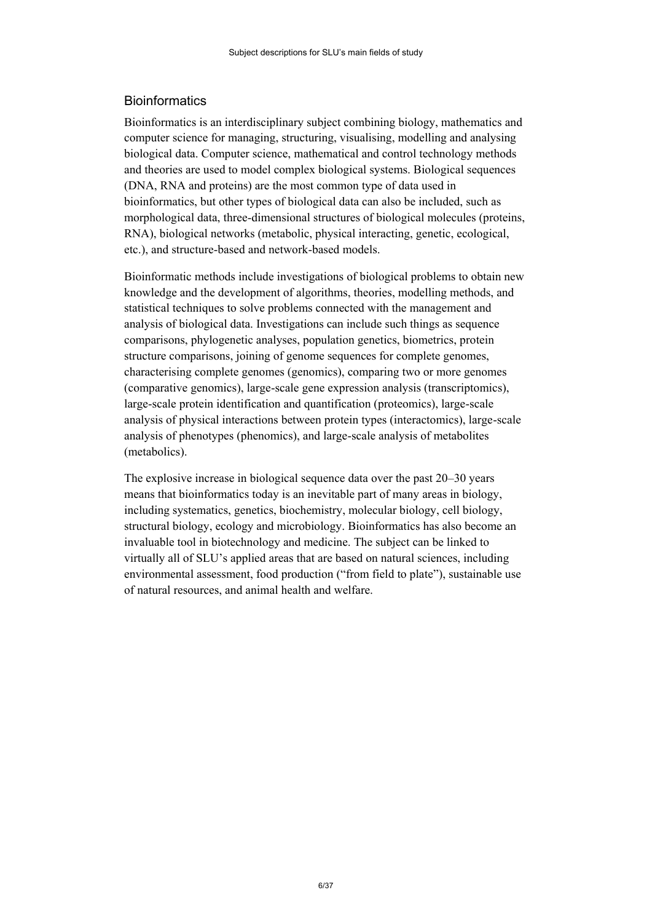## Bioinformatics

Bioinformatics is an interdisciplinary subject combining biology, mathematics and computer science for managing, structuring, visualising, modelling and analysing biological data. Computer science, mathematical and control technology methods and theories are used to model complex biological systems. Biological sequences (DNA, RNA and proteins) are the most common type of data used in bioinformatics, but other types of biological data can also be included, such as morphological data, three-dimensional structures of biological molecules (proteins, RNA), biological networks (metabolic, physical interacting, genetic, ecological, etc.), and structure-based and network-based models.

Bioinformatic methods include investigations of biological problems to obtain new knowledge and the development of algorithms, theories, modelling methods, and statistical techniques to solve problems connected with the management and analysis of biological data. Investigations can include such things as sequence comparisons, phylogenetic analyses, population genetics, biometrics, protein structure comparisons, joining of genome sequences for complete genomes, characterising complete genomes (genomics), comparing two or more genomes (comparative genomics), large-scale gene expression analysis (transcriptomics), large-scale protein identification and quantification (proteomics), large-scale analysis of physical interactions between protein types (interactomics), large-scale analysis of phenotypes (phenomics), and large-scale analysis of metabolites (metabolics).

The explosive increase in biological sequence data over the past 20–30 years means that bioinformatics today is an inevitable part of many areas in biology, including systematics, genetics, biochemistry, molecular biology, cell biology, structural biology, ecology and microbiology. Bioinformatics has also become an invaluable tool in biotechnology and medicine. The subject can be linked to virtually all of SLU's applied areas that are based on natural sciences, including environmental assessment, food production ("from field to plate"), sustainable use of natural resources, and animal health and welfare.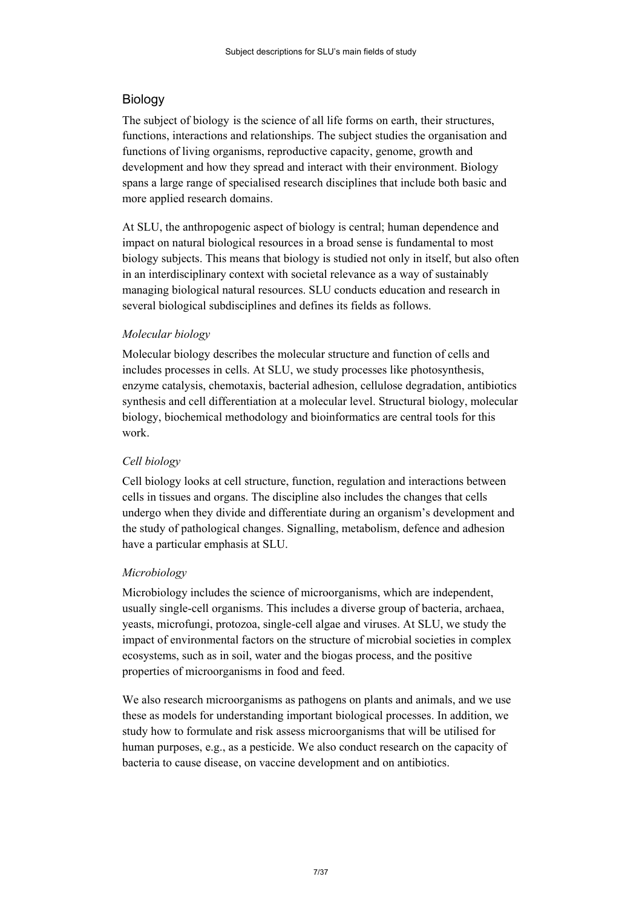## Biology

The subject of biology is the science of all life forms on earth, their structures, functions, interactions and relationships. The subject studies the organisation and functions of living organisms, reproductive capacity, genome, growth and development and how they spread and interact with their environment. Biology spans a large range of specialised research disciplines that include both basic and more applied research domains.

At SLU, the anthropogenic aspect of biology is central; human dependence and impact on natural biological resources in a broad sense is fundamental to most biology subjects. This means that biology is studied not only in itself, but also often in an interdisciplinary context with societal relevance as a way of sustainably managing biological natural resources. SLU conducts education and research in several biological subdisciplines and defines its fields as follows.

### *Molecular biology*

Molecular biology describes the molecular structure and function of cells and includes processes in cells. At SLU, we study processes like photosynthesis, enzyme catalysis, chemotaxis, bacterial adhesion, cellulose degradation, antibiotics synthesis and cell differentiation at a molecular level. Structural biology, molecular biology, biochemical methodology and bioinformatics are central tools for this work.

### *Cell biology*

Cell biology looks at cell structure, function, regulation and interactions between cells in tissues and organs. The discipline also includes the changes that cells undergo when they divide and differentiate during an organism's development and the study of pathological changes. Signalling, metabolism, defence and adhesion have a particular emphasis at SLU.

### *Microbiology*

Microbiology includes the science of microorganisms, which are independent, usually single-cell organisms. This includes a diverse group of bacteria, archaea, yeasts, microfungi, protozoa, single-cell algae and viruses. At SLU, we study the impact of environmental factors on the structure of microbial societies in complex ecosystems, such as in soil, water and the biogas process, and the positive properties of microorganisms in food and feed.

We also research microorganisms as pathogens on plants and animals, and we use these as models for understanding important biological processes. In addition, we study how to formulate and risk assess microorganisms that will be utilised for human purposes, e.g., as a pesticide. We also conduct research on the capacity of bacteria to cause disease, on vaccine development and on antibiotics.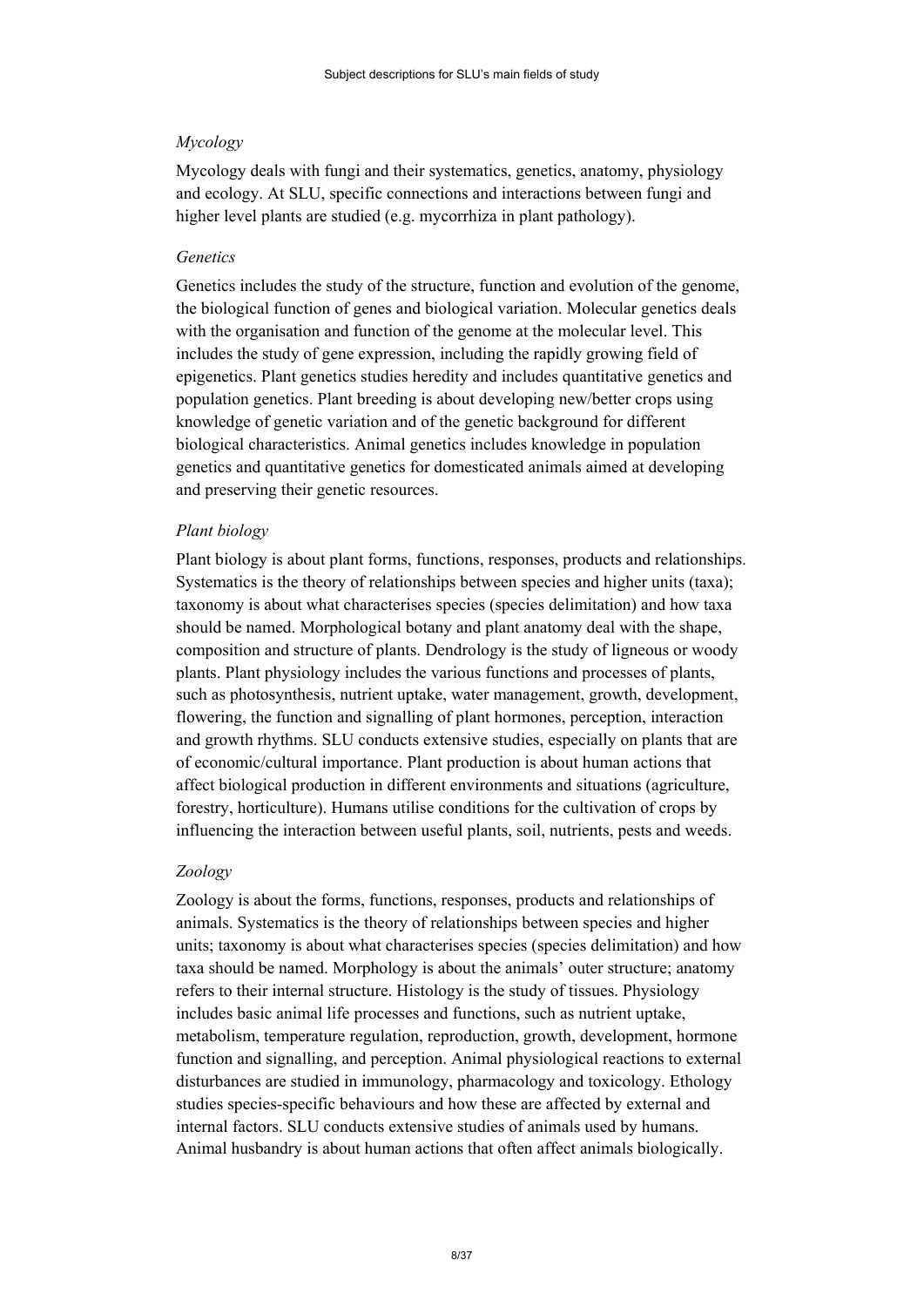*Mycology*

Mycology deals with fungi and their systematics, genetics, anatomy, physiology and ecology. At SLU, specific connections and interactions between fungi and higher level plants are studied (e.g. mycorrhiza in plant pathology).

*Genetics*

Genetics includes the study of the structure, function and evolution of the genome, the biological function of genes and biological variation. Molecular genetics deals with the organisation and function of the genome at the molecular level. This includes the study of gene expression, including the rapidly growing field of epigenetics. Plant genetics studies heredity and includes quantitative genetics and population genetics. Plant breeding is about developing new/better crops using knowledge of genetic variation and of the genetic background for different biological characteristics. Animal genetics includes knowledge in population genetics and quantitative genetics for domesticated animals aimed at developing and preserving their genetic resources.

*Plant biology*

Plant biology is about plant forms, functions, responses, products and relationships. Systematics is the theory of relationships between species and higher units (taxa); taxonomy is about what characterises species (species delimitation) and how taxa should be named. Morphological botany and plant anatomy deal with the shape, composition and structure of plants. Dendrology is the study of ligneous or woody plants. Plant physiology includes the various functions and processes of plants, such as photosynthesis, nutrient uptake, water management, growth, development, flowering, the function and signalling of plant hormones, perception, interaction and growth rhythms. SLU conducts extensive studies, especially on plants that are of economic/cultural importance. Plant production is about human actions that affect biological production in different environments and situations (agriculture, forestry, horticulture). Humans utilise conditions for the cultivation of crops by influencing the interaction between useful plants, soil, nutrients, pests and weeds.

*Zoology*

Zoology is about the forms, functions, responses, products and relationships of animals. Systematics is the theory of relationships between species and higher units; taxonomy is about what characterises species (species delimitation) and how taxa should be named. Morphology is about the animals' outer structure; anatomy refers to their internal structure. Histology is the study of tissues. Physiology includes basic animal life processes and functions, such as nutrient uptake, metabolism, temperature regulation, reproduction, growth, development, hormone function and signalling, and perception. Animal physiological reactions to external disturbances are studied in immunology, pharmacology and toxicology. Ethology studies species-specific behaviours and how these are affected by external and internal factors. SLU conducts extensive studies of animals used by humans. Animal husbandry is about human actions that often affect animals biologically.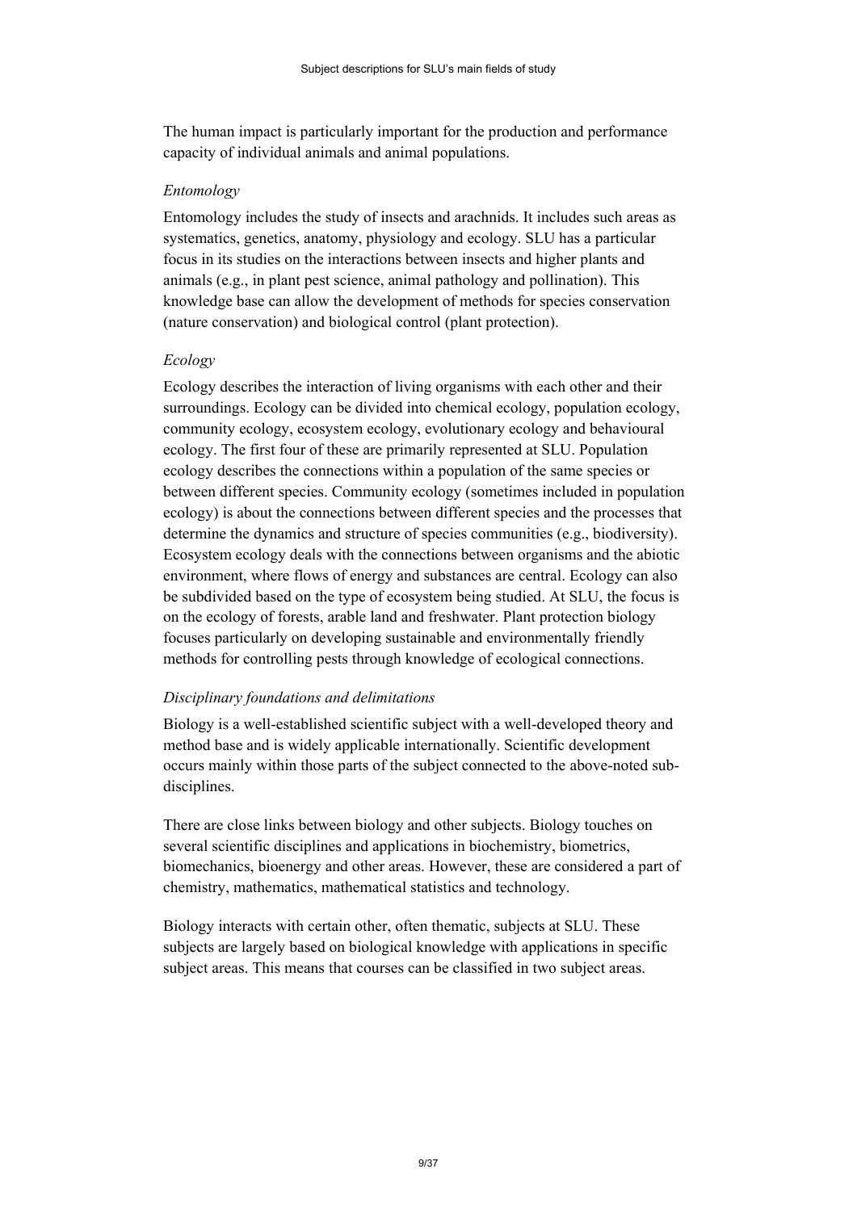The human impact is particularly important for the production and performance capacity of individual animals and animal populations.

*Entomology*

Entomology includes the study of insects and arachnids. It includes such areas as systematics, genetics, anatomy, physiology and ecology. SLU has a particular focus in its studies on the interactions between insects and higher plants and animals (e.g., in plant pest science, animal pathology and pollination). This knowledge base can allow the development of methods for species conservation (nature conservation) and biological control (plant protection).

*Ecology*

Ecology describes the interaction of living organisms with each other and their surroundings. Ecology can be divided into chemical ecology, population ecology, community ecology, ecosystem ecology, evolutionary ecology and behavioural ecology. The first four of these are primarily represented at SLU. Population ecology describes the connections within a population of the same species or between different species. Community ecology (sometimes included in population ecology) is about the connections between different species and the processes that determine the dynamics and structure of species communities (e.g., biodiversity). Ecosystem ecology deals with the connections between organisms and the abiotic environment, where flows of energy and substances are central. Ecology can also be subdivided based on the type of ecosystem being studied. At SLU, the focus is on the ecology of forests, arable land and freshwater. Plant protection biology focuses particularly on developing sustainable and environmentally friendly methods for controlling pests through knowledge of ecological connections.

*Disciplinary foundations and delimitations*

Biology is a well-established scientific subject with a well-developed theory and method base and is widely applicable internationally. Scientific development occurs mainly within those parts of the subject connected to the above-noted sub-disciplines.

There are close links between biology and other subjects. Biology touches on several scientific disciplines and applications in biochemistry, biometrics, biomechanics, bioenergy and other areas. However, these are considered a part of chemistry, mathematics, mathematical statistics and technology.

Biology interacts with certain other, often thematic, subjects at SLU. These subjects are largely based on biological knowledge with applications in specific subject areas. This means that courses can be classified in two subject areas.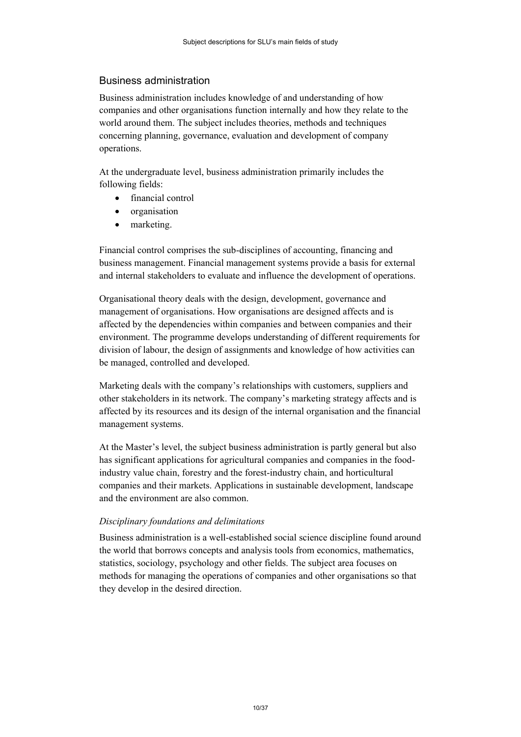## Business administration

Business administration includes knowledge of and understanding of how companies and other organisations function internally and how they relate to the world around them. The subject includes theories, methods and techniques concerning planning, governance, evaluation and development of company operations.

At the undergraduate level, business administration primarily includes the following fields:

- financial control
- organisation
- marketing.

Financial control comprises the sub-disciplines of accounting, financing and business management. Financial management systems provide a basis for external and internal stakeholders to evaluate and influence the development of operations.

Organisational theory deals with the design, development, governance and management of organisations. How organisations are designed affects and is affected by the dependencies within companies and between companies and their environment. The programme develops understanding of different requirements for division of labour, the design of assignments and knowledge of how activities can be managed, controlled and developed.

Marketing deals with the company's relationships with customers, suppliers and other stakeholders in its network. The company's marketing strategy affects and is affected by its resources and its design of the internal organisation and the financial management systems.

At the Master's level, the subject business administration is partly general but also has significant applications for agricultural companies and companies in the food-industry value chain, forestry and the forest-industry chain, and horticultural companies and their markets. Applications in sustainable development, landscape and the environment are also common.

### *Disciplinary foundations and delimitations*

Business administration is a well-established social science discipline found around the world that borrows concepts and analysis tools from economics, mathematics, statistics, sociology, psychology and other fields. The subject area focuses on methods for managing the operations of companies and other organisations so that they develop in the desired direction.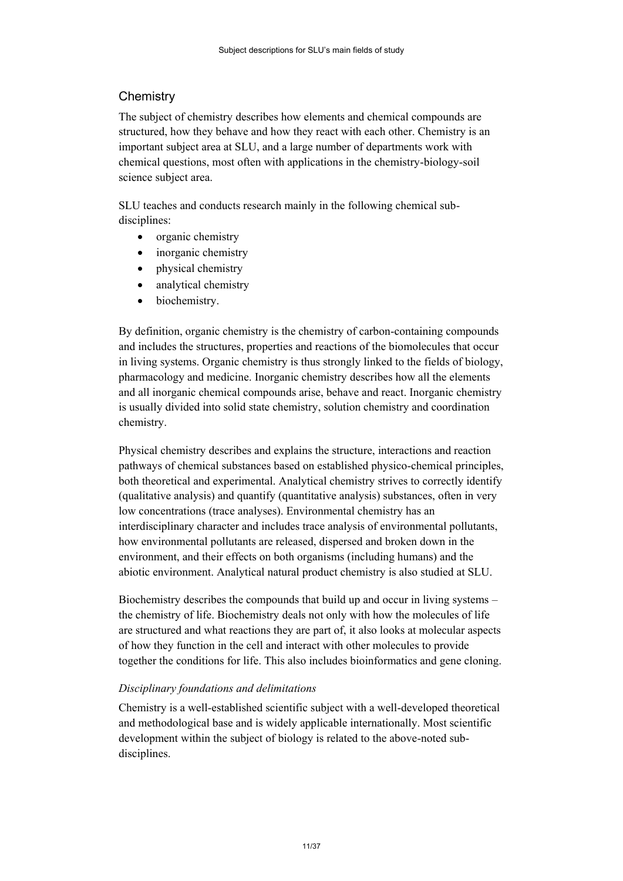## Chemistry

The subject of chemistry describes how elements and chemical compounds are structured, how they behave and how they react with each other. Chemistry is an important subject area at SLU, and a large number of departments work with chemical questions, most often with applications in the chemistry-biology-soil science subject area.

SLU teaches and conducts research mainly in the following chemical sub-disciplines:

- organic chemistry
- inorganic chemistry
- physical chemistry
- analytical chemistry
- biochemistry.

By definition, organic chemistry is the chemistry of carbon-containing compounds and includes the structures, properties and reactions of the biomolecules that occur in living systems. Organic chemistry is thus strongly linked to the fields of biology, pharmacology and medicine. Inorganic chemistry describes how all the elements and all inorganic chemical compounds arise, behave and react. Inorganic chemistry is usually divided into solid state chemistry, solution chemistry and coordination chemistry.

Physical chemistry describes and explains the structure, interactions and reaction pathways of chemical substances based on established physico-chemical principles, both theoretical and experimental. Analytical chemistry strives to correctly identify (qualitative analysis) and quantify (quantitative analysis) substances, often in very low concentrations (trace analyses). Environmental chemistry has an interdisciplinary character and includes trace analysis of environmental pollutants, how environmental pollutants are released, dispersed and broken down in the environment, and their effects on both organisms (including humans) and the abiotic environment. Analytical natural product chemistry is also studied at SLU.

Biochemistry describes the compounds that build up and occur in living systems – the chemistry of life. Biochemistry deals not only with how the molecules of life are structured and what reactions they are part of, it also looks at molecular aspects of how they function in the cell and interact with other molecules to provide together the conditions for life. This also includes bioinformatics and gene cloning.

### *Disciplinary foundations and delimitations*

Chemistry is a well-established scientific subject with a well-developed theoretical and methodological base and is widely applicable internationally. Most scientific development within the subject of biology is related to the above-noted sub-disciplines.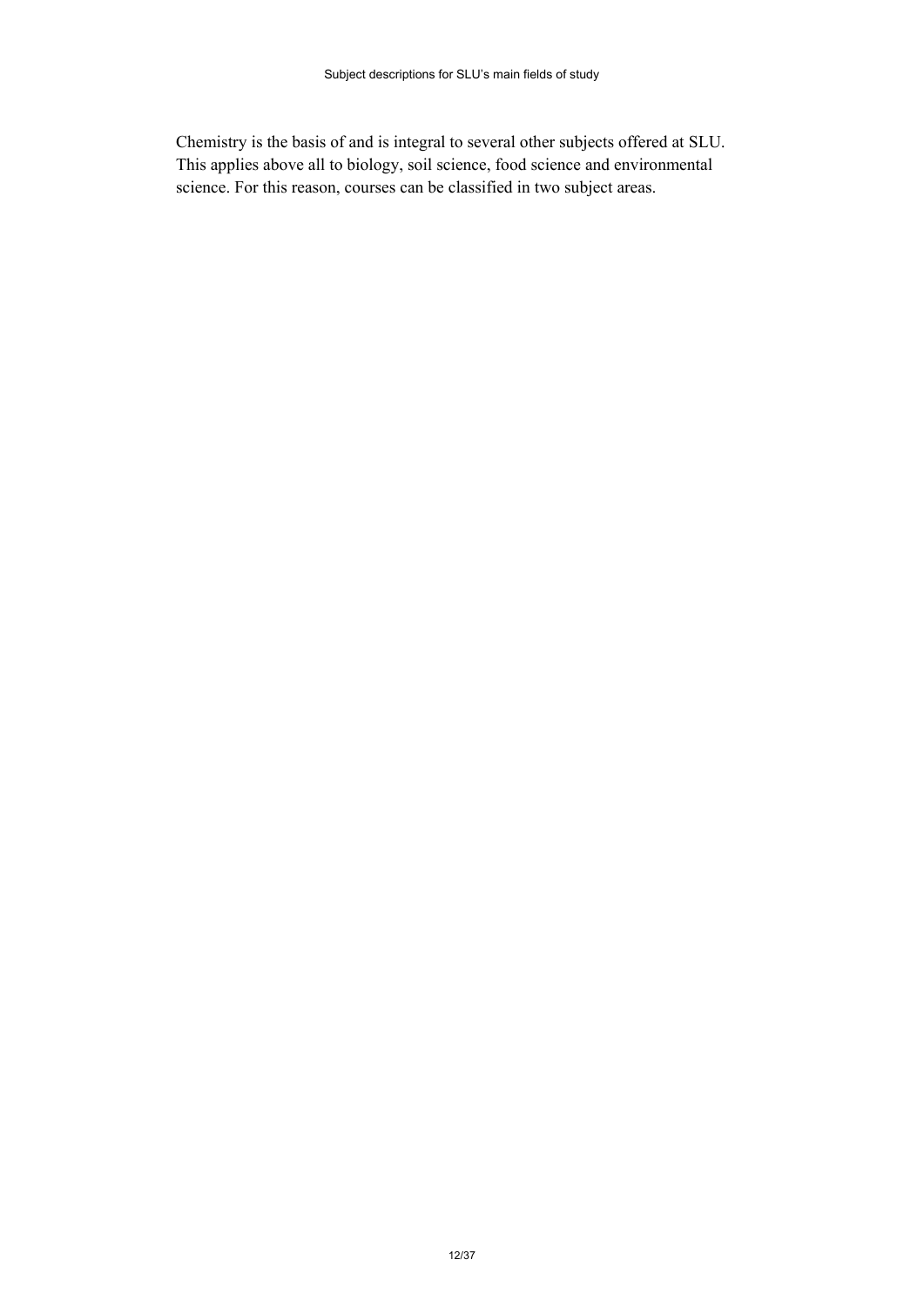Chemistry is the basis of and is integral to several other subjects offered at SLU. This applies above all to biology, soil science, food science and environmental science. For this reason, courses can be classified in two subject areas.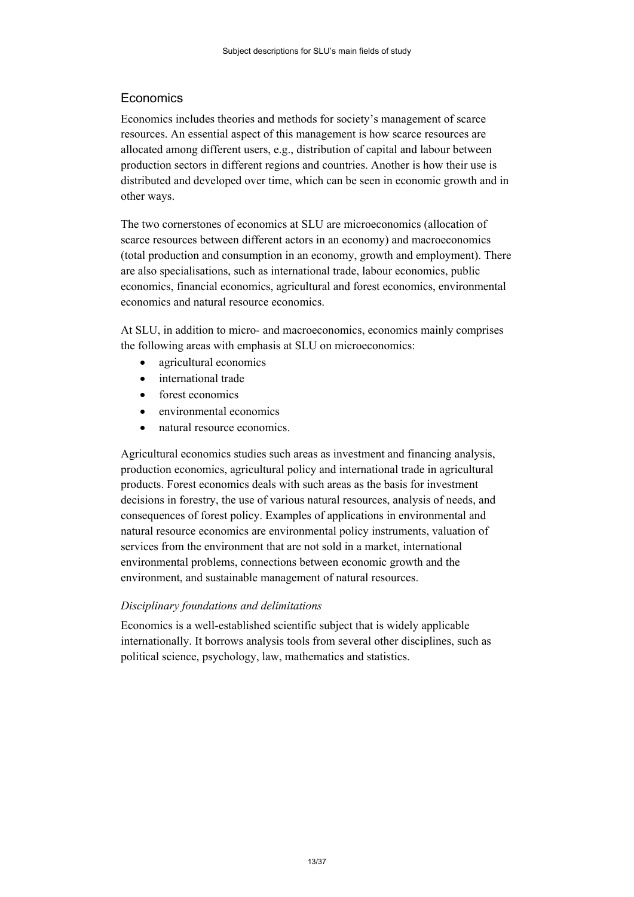## Economics

Economics includes theories and methods for society's management of scarce resources. An essential aspect of this management is how scarce resources are allocated among different users, e.g., distribution of capital and labour between production sectors in different regions and countries. Another is how their use is distributed and developed over time, which can be seen in economic growth and in other ways.

The two cornerstones of economics at SLU are microeconomics (allocation of scarce resources between different actors in an economy) and macroeconomics (total production and consumption in an economy, growth and employment). There are also specialisations, such as international trade, labour economics, public economics, financial economics, agricultural and forest economics, environmental economics and natural resource economics.

At SLU, in addition to micro- and macroeconomics, economics mainly comprises the following areas with emphasis at SLU on microeconomics:

- agricultural economics
- international trade
- forest economics
- environmental economics
- natural resource economics.

Agricultural economics studies such areas as investment and financing analysis, production economics, agricultural policy and international trade in agricultural products. Forest economics deals with such areas as the basis for investment decisions in forestry, the use of various natural resources, analysis of needs, and consequences of forest policy. Examples of applications in environmental and natural resource economics are environmental policy instruments, valuation of services from the environment that are not sold in a market, international environmental problems, connections between economic growth and the environment, and sustainable management of natural resources.

### *Disciplinary foundations and delimitations*

Economics is a well-established scientific subject that is widely applicable internationally. It borrows analysis tools from several other disciplines, such as political science, psychology, law, mathematics and statistics.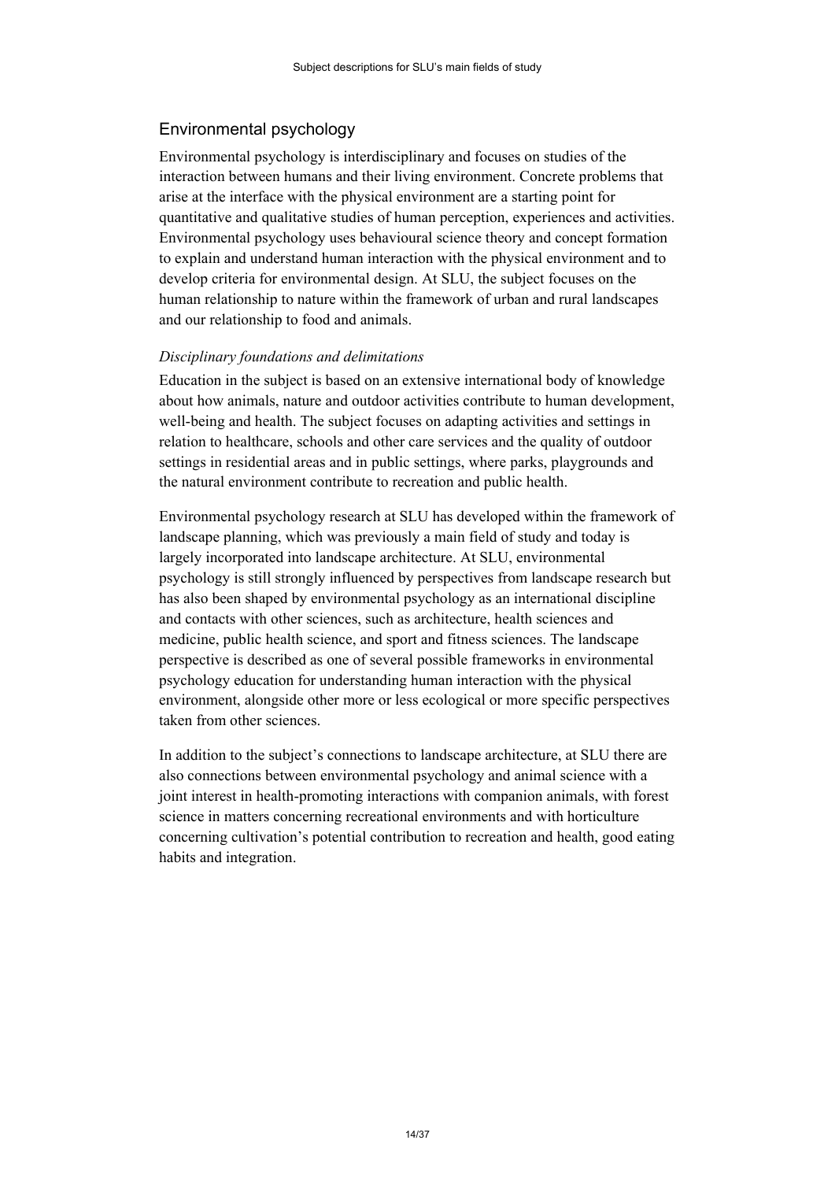## Environmental psychology

Environmental psychology is interdisciplinary and focuses on studies of the interaction between humans and their living environment. Concrete problems that arise at the interface with the physical environment are a starting point for quantitative and qualitative studies of human perception, experiences and activities. Environmental psychology uses behavioural science theory and concept formation to explain and understand human interaction with the physical environment and to develop criteria for environmental design. At SLU, the subject focuses on the human relationship to nature within the framework of urban and rural landscapes and our relationship to food and animals.

### *Disciplinary foundations and delimitations*

Education in the subject is based on an extensive international body of knowledge about how animals, nature and outdoor activities contribute to human development, well-being and health. The subject focuses on adapting activities and settings in relation to healthcare, schools and other care services and the quality of outdoor settings in residential areas and in public settings, where parks, playgrounds and the natural environment contribute to recreation and public health.

Environmental psychology research at SLU has developed within the framework of landscape planning, which was previously a main field of study and today is largely incorporated into landscape architecture. At SLU, environmental psychology is still strongly influenced by perspectives from landscape research but has also been shaped by environmental psychology as an international discipline and contacts with other sciences, such as architecture, health sciences and medicine, public health science, and sport and fitness sciences. The landscape perspective is described as one of several possible frameworks in environmental psychology education for understanding human interaction with the physical environment, alongside other more or less ecological or more specific perspectives taken from other sciences.

In addition to the subject's connections to landscape architecture, at SLU there are also connections between environmental psychology and animal science with a joint interest in health-promoting interactions with companion animals, with forest science in matters concerning recreational environments and with horticulture concerning cultivation's potential contribution to recreation and health, good eating habits and integration.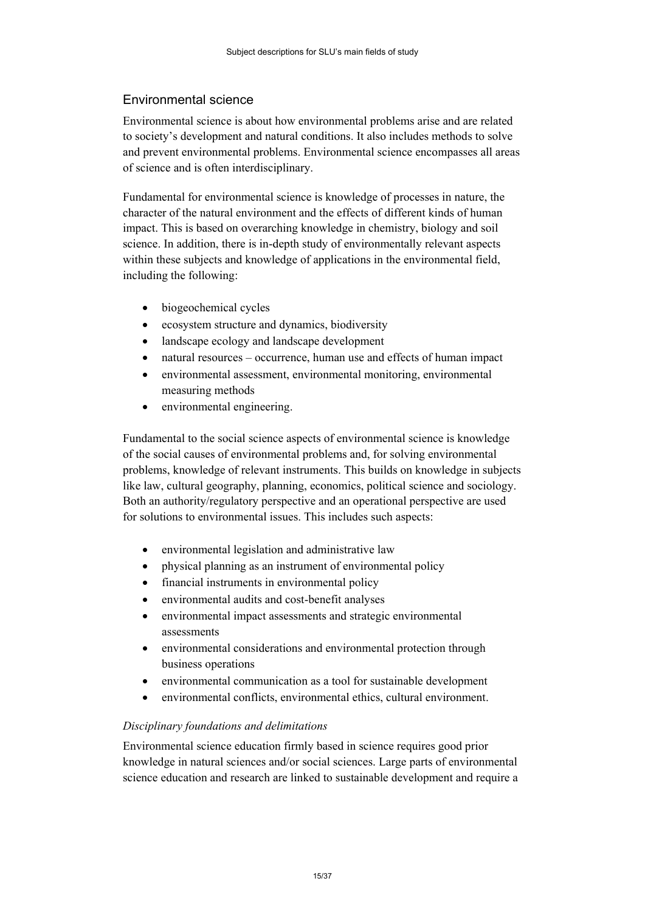## Environmental science

Environmental science is about how environmental problems arise and are related to society's development and natural conditions. It also includes methods to solve and prevent environmental problems. Environmental science encompasses all areas of science and is often interdisciplinary.

Fundamental for environmental science is knowledge of processes in nature, the character of the natural environment and the effects of different kinds of human impact. This is based on overarching knowledge in chemistry, biology and soil science. In addition, there is in-depth study of environmentally relevant aspects within these subjects and knowledge of applications in the environmental field, including the following:

- biogeochemical cycles
- ecosystem structure and dynamics, biodiversity
- landscape ecology and landscape development
- natural resources – occurrence, human use and effects of human impact
- environmental assessment, environmental monitoring, environmental measuring methods
- environmental engineering.

Fundamental to the social science aspects of environmental science is knowledge of the social causes of environmental problems and, for solving environmental problems, knowledge of relevant instruments. This builds on knowledge in subjects like law, cultural geography, planning, economics, political science and sociology. Both an authority/regulatory perspective and an operational perspective are used for solutions to environmental issues. This includes such aspects:

- environmental legislation and administrative law
- physical planning as an instrument of environmental policy
- financial instruments in environmental policy
- environmental audits and cost-benefit analyses
- environmental impact assessments and strategic environmental assessments
- environmental considerations and environmental protection through business operations
- environmental communication as a tool for sustainable development
- environmental conflicts, environmental ethics, cultural environment.

### *Disciplinary foundations and delimitations*

Environmental science education firmly based in science requires good prior knowledge in natural sciences and/or social sciences. Large parts of environmental science education and research are linked to sustainable development and require a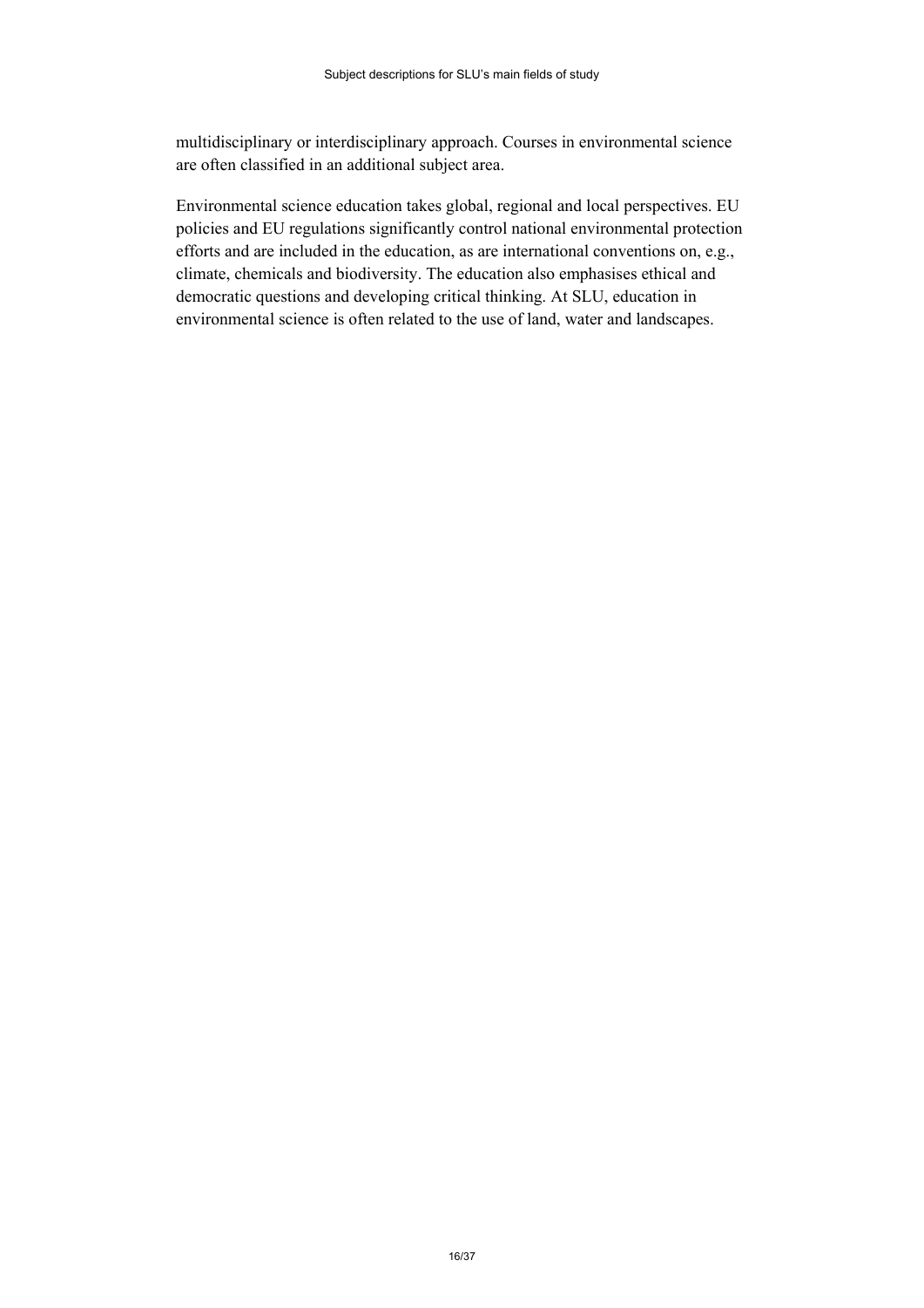multidisciplinary or interdisciplinary approach. Courses in environmental science are often classified in an additional subject area.

Environmental science education takes global, regional and local perspectives. EU policies and EU regulations significantly control national environmental protection efforts and are included in the education, as are international conventions on, e.g., climate, chemicals and biodiversity. The education also emphasises ethical and democratic questions and developing critical thinking. At SLU, education in environmental science is often related to the use of land, water and landscapes.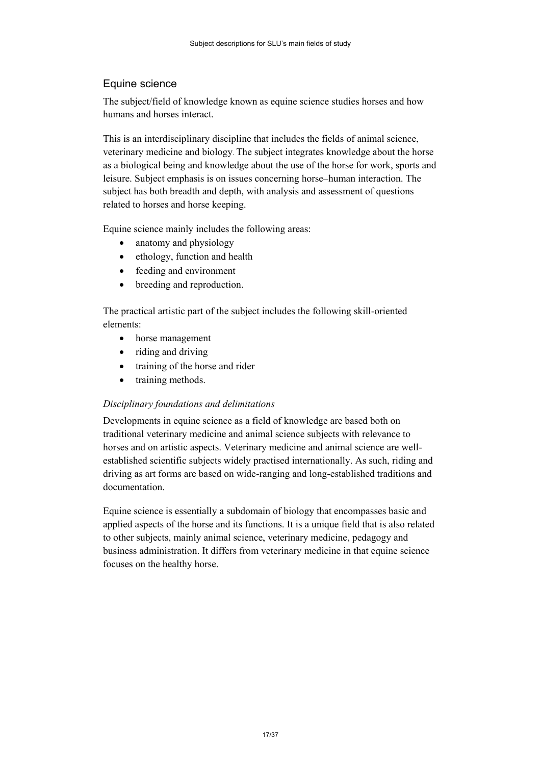## Equine science

The subject/field of knowledge known as equine science studies horses and how humans and horses interact.

This is an interdisciplinary discipline that includes the fields of animal science, veterinary medicine and biology. The subject integrates knowledge about the horse as a biological being and knowledge about the use of the horse for work, sports and leisure. Subject emphasis is on issues concerning horse–human interaction. The subject has both breadth and depth, with analysis and assessment of questions related to horses and horse keeping.

Equine science mainly includes the following areas:

- anatomy and physiology
- ethology, function and health
- feeding and environment
- breeding and reproduction.

The practical artistic part of the subject includes the following skill-oriented elements:

- horse management
- riding and driving
- training of the horse and rider
- training methods.

### *Disciplinary foundations and delimitations*

Developments in equine science as a field of knowledge are based both on traditional veterinary medicine and animal science subjects with relevance to horses and on artistic aspects. Veterinary medicine and animal science are well-established scientific subjects widely practised internationally. As such, riding and driving as art forms are based on wide-ranging and long-established traditions and documentation.

Equine science is essentially a subdomain of biology that encompasses basic and applied aspects of the horse and its functions. It is a unique field that is also related to other subjects, mainly animal science, veterinary medicine, pedagogy and business administration. It differs from veterinary medicine in that equine science focuses on the healthy horse.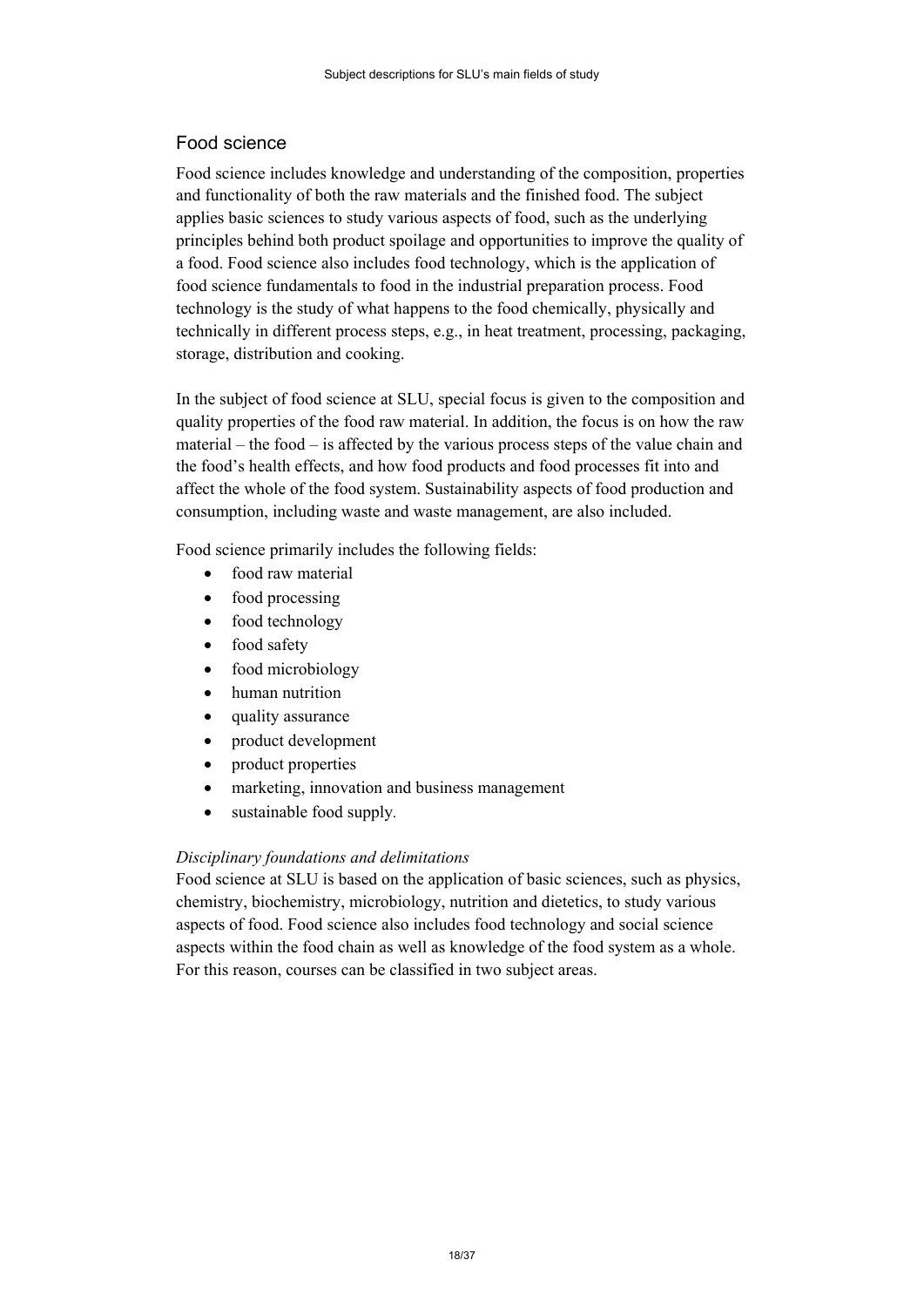## Food science

Food science includes knowledge and understanding of the composition, properties and functionality of both the raw materials and the finished food. The subject applies basic sciences to study various aspects of food, such as the underlying principles behind both product spoilage and opportunities to improve the quality of a food. Food science also includes food technology, which is the application of food science fundamentals to food in the industrial preparation process. Food technology is the study of what happens to the food chemically, physically and technically in different process steps, e.g., in heat treatment, processing, packaging, storage, distribution and cooking.

In the subject of food science at SLU, special focus is given to the composition and quality properties of the food raw material. In addition, the focus is on how the raw material – the food – is affected by the various process steps of the value chain and the food's health effects, and how food products and food processes fit into and affect the whole of the food system. Sustainability aspects of food production and consumption, including waste and waste management, are also included.

Food science primarily includes the following fields:

- food raw material
- food processing
- food technology
- food safety
- food microbiology
- human nutrition
- quality assurance
- product development
- product properties
- marketing, innovation and business management
- sustainable food supply.

*Disciplinary foundations and delimitations*

Food science at SLU is based on the application of basic sciences, such as physics, chemistry, biochemistry, microbiology, nutrition and dietetics, to study various aspects of food. Food science also includes food technology and social science aspects within the food chain as well as knowledge of the food system as a whole. For this reason, courses can be classified in two subject areas.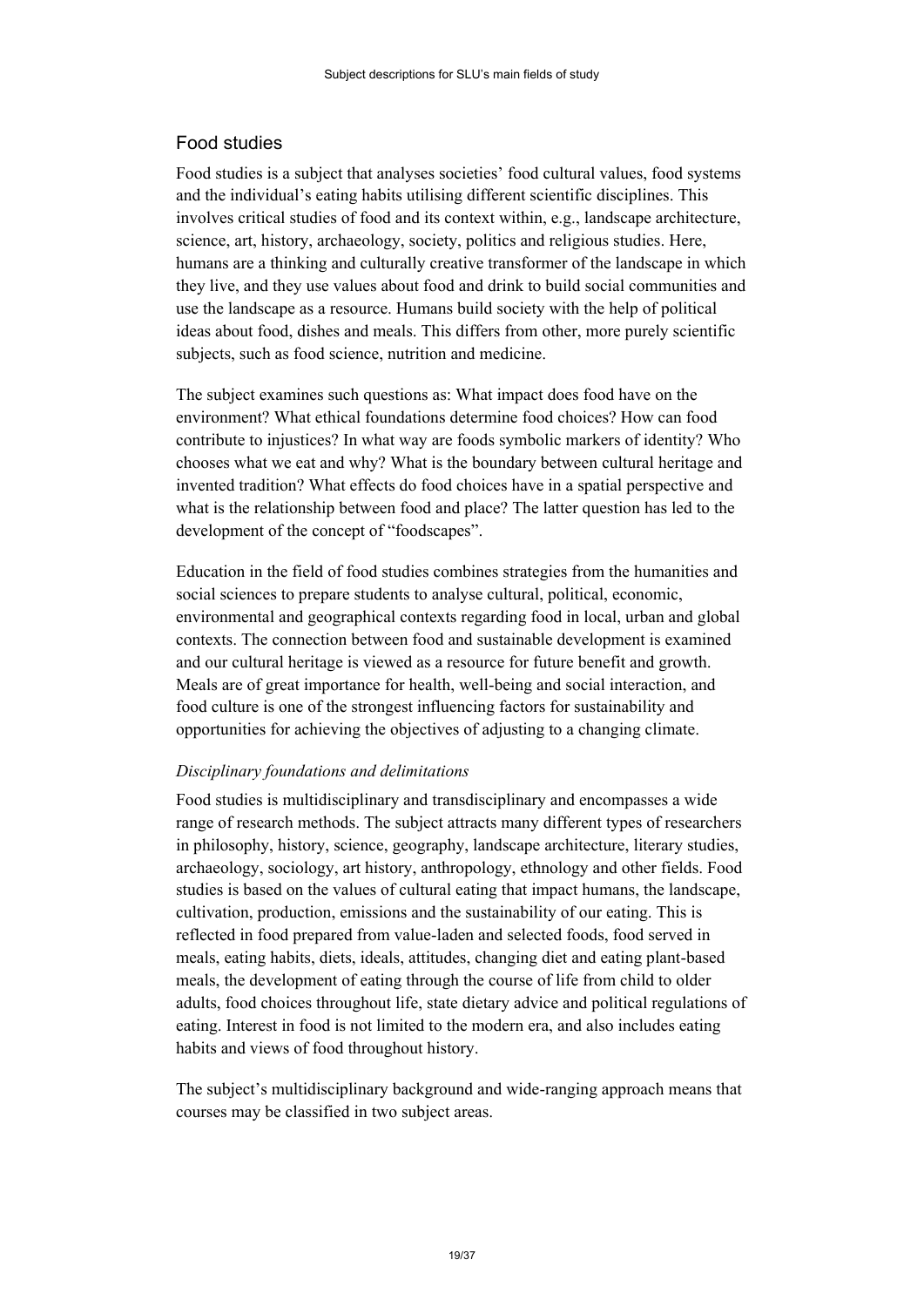## Food studies

Food studies is a subject that analyses societies' food cultural values, food systems and the individual's eating habits utilising different scientific disciplines. This involves critical studies of food and its context within, e.g., landscape architecture, science, art, history, archaeology, society, politics and religious studies. Here, humans are a thinking and culturally creative transformer of the landscape in which they live, and they use values about food and drink to build social communities and use the landscape as a resource. Humans build society with the help of political ideas about food, dishes and meals. This differs from other, more purely scientific subjects, such as food science, nutrition and medicine.

The subject examines such questions as: What impact does food have on the environment? What ethical foundations determine food choices? How can food contribute to injustices? In what way are foods symbolic markers of identity? Who chooses what we eat and why? What is the boundary between cultural heritage and invented tradition? What effects do food choices have in a spatial perspective and what is the relationship between food and place? The latter question has led to the development of the concept of "foodscapes".

Education in the field of food studies combines strategies from the humanities and social sciences to prepare students to analyse cultural, political, economic, environmental and geographical contexts regarding food in local, urban and global contexts. The connection between food and sustainable development is examined and our cultural heritage is viewed as a resource for future benefit and growth. Meals are of great importance for health, well-being and social interaction, and food culture is one of the strongest influencing factors for sustainability and opportunities for achieving the objectives of adjusting to a changing climate.

### *Disciplinary foundations and delimitations*

Food studies is multidisciplinary and transdisciplinary and encompasses a wide range of research methods. The subject attracts many different types of researchers in philosophy, history, science, geography, landscape architecture, literary studies, archaeology, sociology, art history, anthropology, ethnology and other fields. Food studies is based on the values of cultural eating that impact humans, the landscape, cultivation, production, emissions and the sustainability of our eating. This is reflected in food prepared from value-laden and selected foods, food served in meals, eating habits, diets, ideals, attitudes, changing diet and eating plant-based meals, the development of eating through the course of life from child to older adults, food choices throughout life, state dietary advice and political regulations of eating. Interest in food is not limited to the modern era, and also includes eating habits and views of food throughout history.

The subject's multidisciplinary background and wide-ranging approach means that courses may be classified in two subject areas.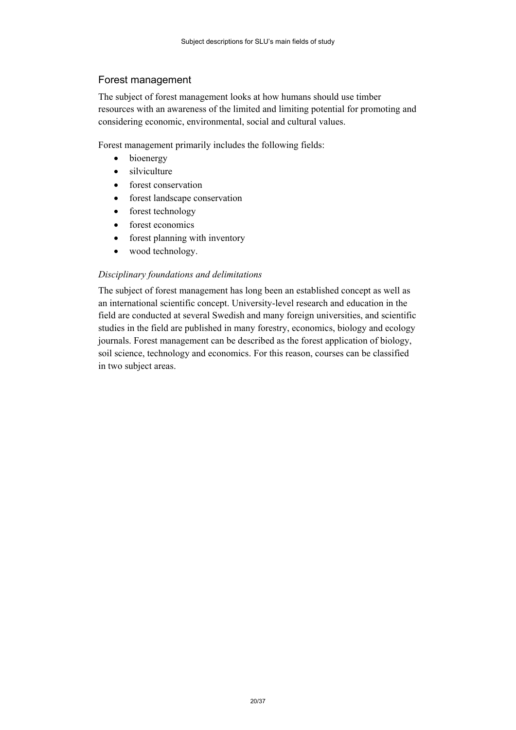## Forest management

The subject of forest management looks at how humans should use timber resources with an awareness of the limited and limiting potential for promoting and considering economic, environmental, social and cultural values.

Forest management primarily includes the following fields:

- bioenergy
- silviculture
- forest conservation
- forest landscape conservation
- forest technology
- forest economics
- forest planning with inventory
- wood technology.

### *Disciplinary foundations and delimitations*

The subject of forest management has long been an established concept as well as an international scientific concept. University-level research and education in the field are conducted at several Swedish and many foreign universities, and scientific studies in the field are published in many forestry, economics, biology and ecology journals. Forest management can be described as the forest application of biology, soil science, technology and economics. For this reason, courses can be classified in two subject areas.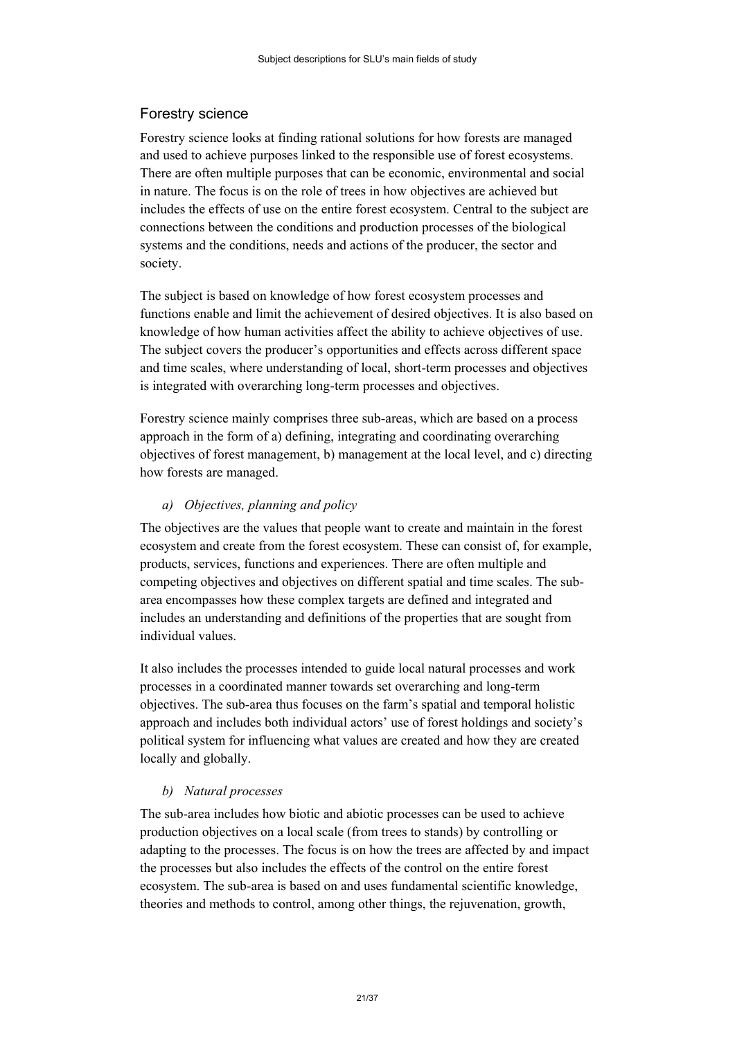## Forestry science

Forestry science looks at finding rational solutions for how forests are managed and used to achieve purposes linked to the responsible use of forest ecosystems. There are often multiple purposes that can be economic, environmental and social in nature. The focus is on the role of trees in how objectives are achieved but includes the effects of use on the entire forest ecosystem. Central to the subject are connections between the conditions and production processes of the biological systems and the conditions, needs and actions of the producer, the sector and society.

The subject is based on knowledge of how forest ecosystem processes and functions enable and limit the achievement of desired objectives. It is also based on knowledge of how human activities affect the ability to achieve objectives of use. The subject covers the producer's opportunities and effects across different space and time scales, where understanding of local, short-term processes and objectives is integrated with overarching long-term processes and objectives.

Forestry science mainly comprises three sub-areas, which are based on a process approach in the form of a) defining, integrating and coordinating overarching objectives of forest management, b) management at the local level, and c) directing how forests are managed.

### *a) Objectives, planning and policy*

The objectives are the values that people want to create and maintain in the forest ecosystem and create from the forest ecosystem. These can consist of, for example, products, services, functions and experiences. There are often multiple and competing objectives and objectives on different spatial and time scales. The sub-area encompasses how these complex targets are defined and integrated and includes an understanding and definitions of the properties that are sought from individual values.

It also includes the processes intended to guide local natural processes and work processes in a coordinated manner towards set overarching and long-term objectives. The sub-area thus focuses on the farm's spatial and temporal holistic approach and includes both individual actors' use of forest holdings and society's political system for influencing what values are created and how they are created locally and globally.

### *b) Natural processes*

The sub-area includes how biotic and abiotic processes can be used to achieve production objectives on a local scale (from trees to stands) by controlling or adapting to the processes. The focus is on how the trees are affected by and impact the processes but also includes the effects of the control on the entire forest ecosystem. The sub-area is based on and uses fundamental scientific knowledge, theories and methods to control, among other things, the rejuvenation, growth,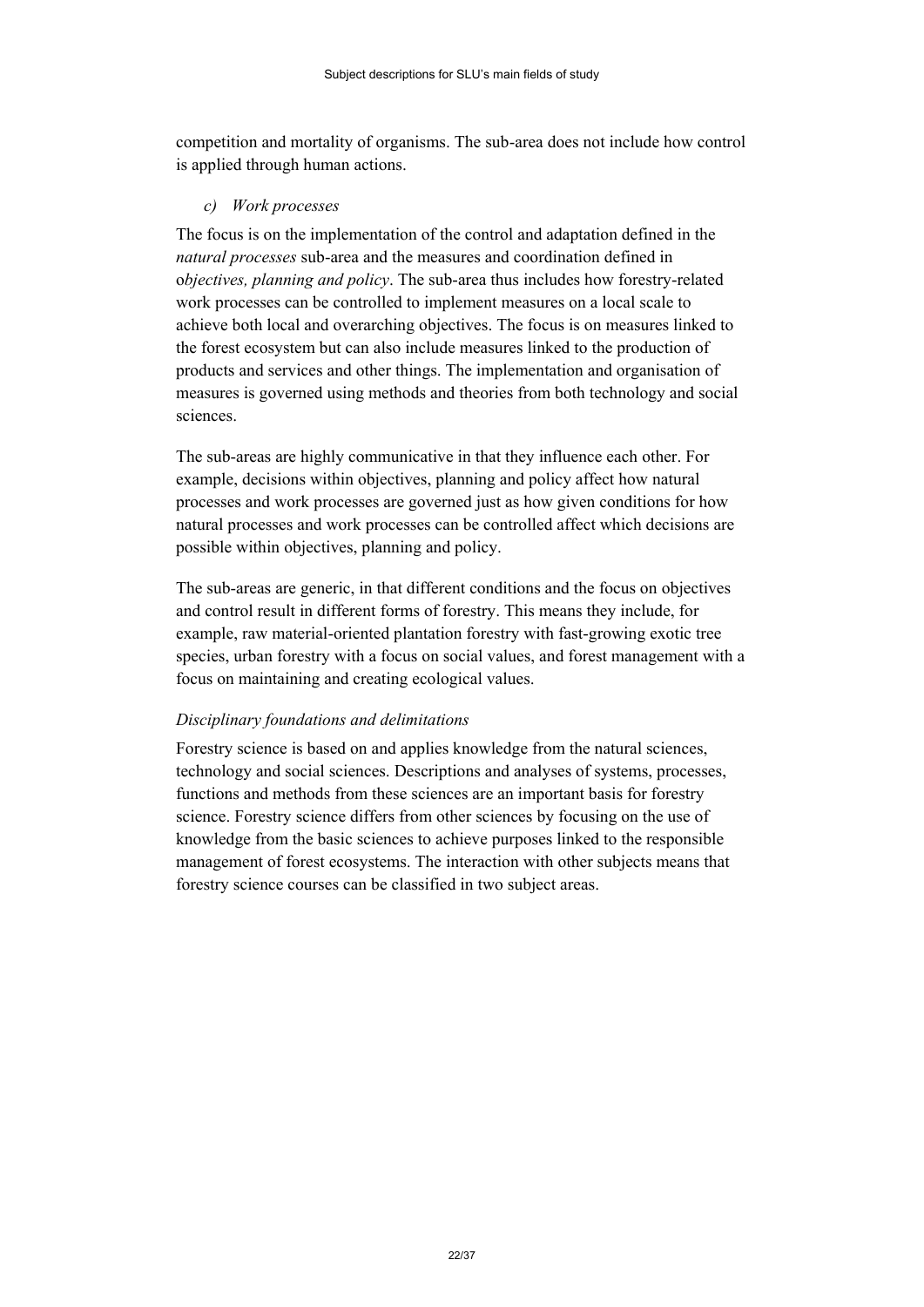competition and mortality of organisms. The sub-area does not include how control is applied through human actions.

*c) Work processes*

The focus is on the implementation of the control and adaptation defined in the *natural processes* sub-area and the measures and coordination defined in o*bjectives, planning and policy*. The sub-area thus includes how forestry-related work processes can be controlled to implement measures on a local scale to achieve both local and overarching objectives. The focus is on measures linked to the forest ecosystem but can also include measures linked to the production of products and services and other things. The implementation and organisation of measures is governed using methods and theories from both technology and social sciences.

The sub-areas are highly communicative in that they influence each other. For example, decisions within objectives, planning and policy affect how natural processes and work processes are governed just as how given conditions for how natural processes and work processes can be controlled affect which decisions are possible within objectives, planning and policy.

The sub-areas are generic, in that different conditions and the focus on objectives and control result in different forms of forestry. This means they include, for example, raw material-oriented plantation forestry with fast-growing exotic tree species, urban forestry with a focus on social values, and forest management with a focus on maintaining and creating ecological values.

*Disciplinary foundations and delimitations*

Forestry science is based on and applies knowledge from the natural sciences, technology and social sciences. Descriptions and analyses of systems, processes, functions and methods from these sciences are an important basis for forestry science. Forestry science differs from other sciences by focusing on the use of knowledge from the basic sciences to achieve purposes linked to the responsible management of forest ecosystems. The interaction with other subjects means that forestry science courses can be classified in two subject areas.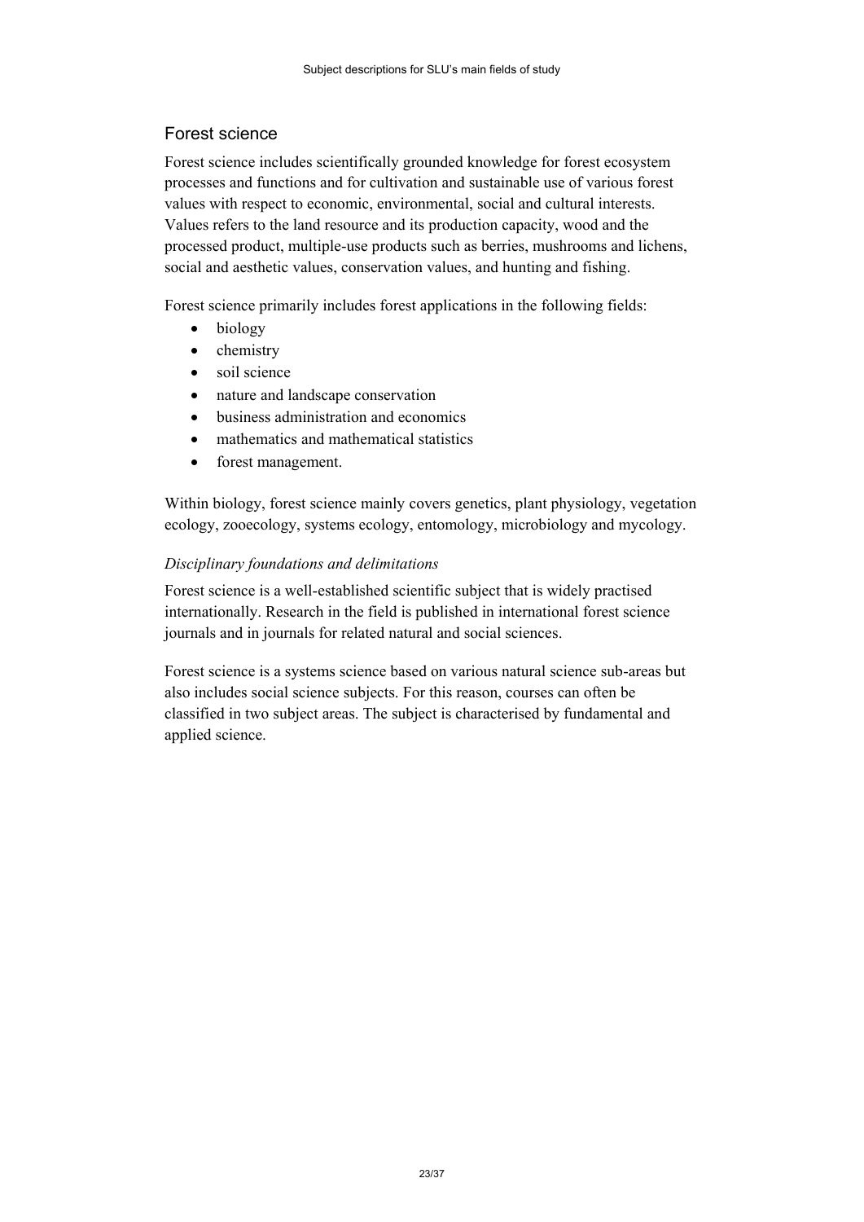## Forest science

Forest science includes scientifically grounded knowledge for forest ecosystem processes and functions and for cultivation and sustainable use of various forest values with respect to economic, environmental, social and cultural interests. Values refers to the land resource and its production capacity, wood and the processed product, multiple-use products such as berries, mushrooms and lichens, social and aesthetic values, conservation values, and hunting and fishing.

Forest science primarily includes forest applications in the following fields:

- biology
- chemistry
- soil science
- nature and landscape conservation
- business administration and economics
- mathematics and mathematical statistics
- forest management.

Within biology, forest science mainly covers genetics, plant physiology, vegetation ecology, zooecology, systems ecology, entomology, microbiology and mycology.

### *Disciplinary foundations and delimitations*

Forest science is a well-established scientific subject that is widely practised internationally. Research in the field is published in international forest science journals and in journals for related natural and social sciences.

Forest science is a systems science based on various natural science sub-areas but also includes social science subjects. For this reason, courses can often be classified in two subject areas. The subject is characterised by fundamental and applied science.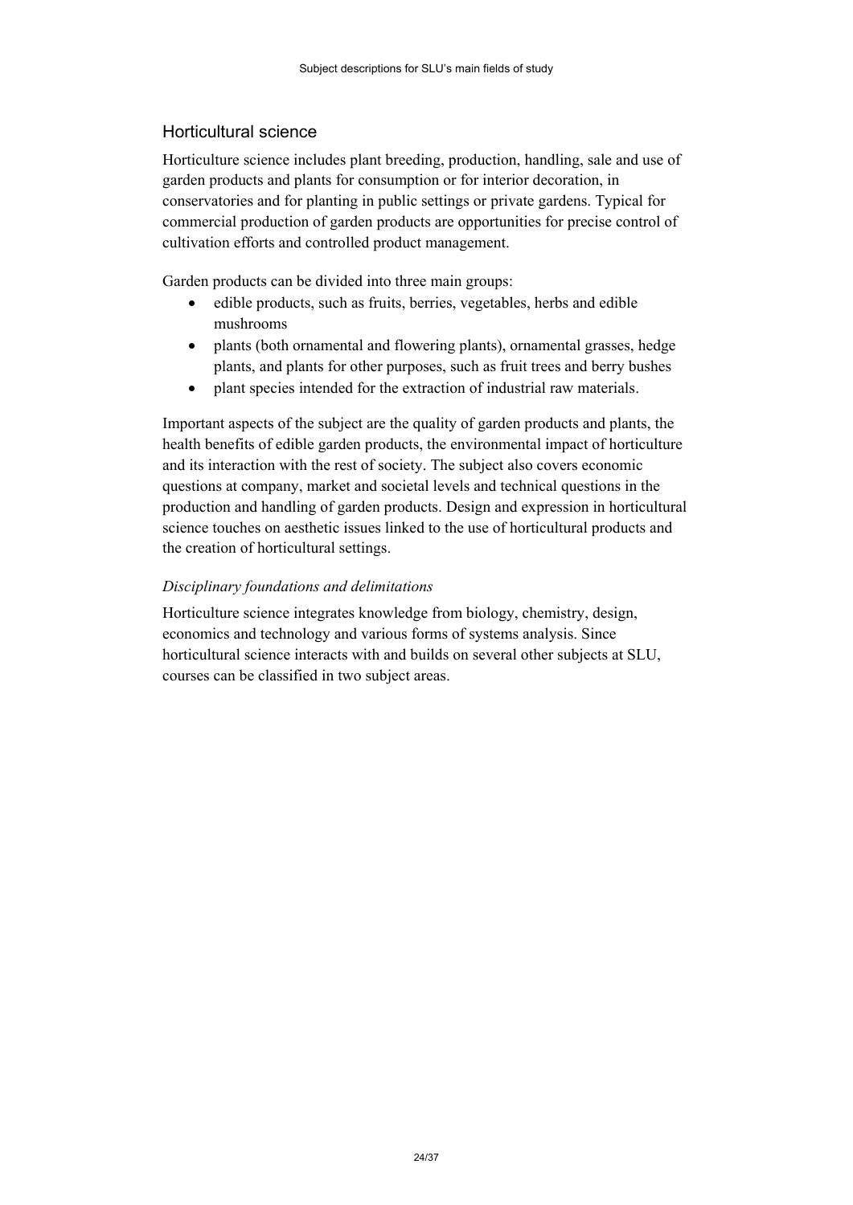## Horticultural science

Horticulture science includes plant breeding, production, handling, sale and use of garden products and plants for consumption or for interior decoration, in conservatories and for planting in public settings or private gardens. Typical for commercial production of garden products are opportunities for precise control of cultivation efforts and controlled product management.

Garden products can be divided into three main groups:

- edible products, such as fruits, berries, vegetables, herbs and edible mushrooms
- plants (both ornamental and flowering plants), ornamental grasses, hedge plants, and plants for other purposes, such as fruit trees and berry bushes
- plant species intended for the extraction of industrial raw materials.

Important aspects of the subject are the quality of garden products and plants, the health benefits of edible garden products, the environmental impact of horticulture and its interaction with the rest of society. The subject also covers economic questions at company, market and societal levels and technical questions in the production and handling of garden products. Design and expression in horticultural science touches on aesthetic issues linked to the use of horticultural products and the creation of horticultural settings.

### *Disciplinary foundations and delimitations*

Horticulture science integrates knowledge from biology, chemistry, design, economics and technology and various forms of systems analysis. Since horticultural science interacts with and builds on several other subjects at SLU, courses can be classified in two subject areas.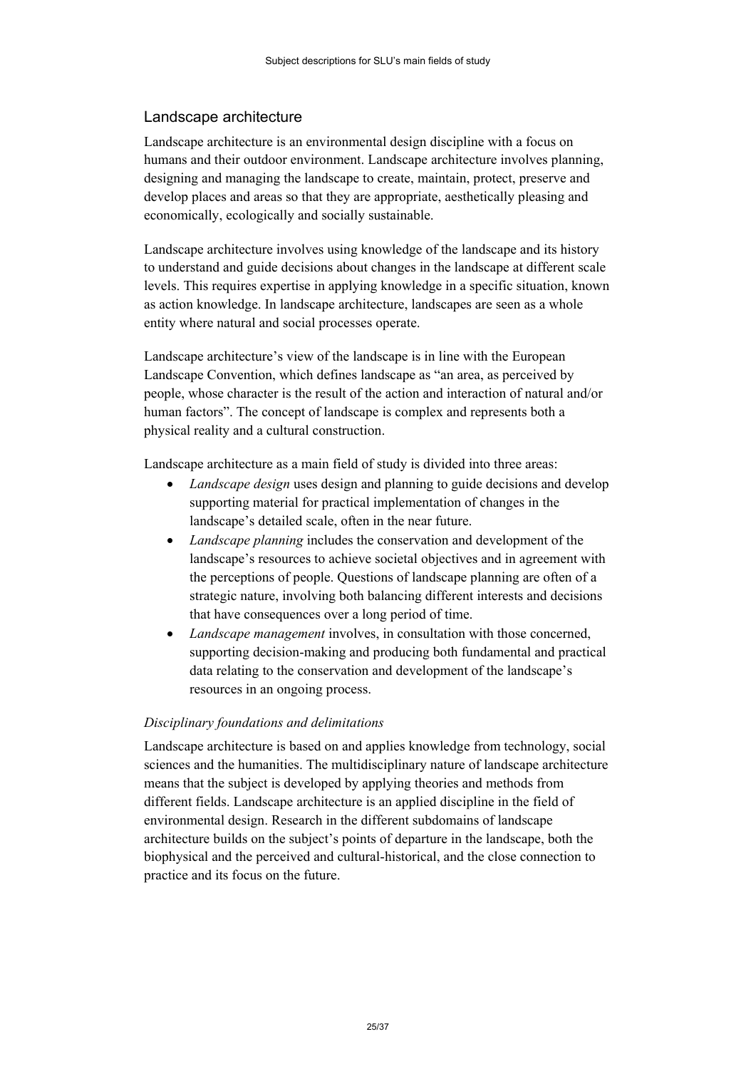## Landscape architecture

Landscape architecture is an environmental design discipline with a focus on humans and their outdoor environment. Landscape architecture involves planning, designing and managing the landscape to create, maintain, protect, preserve and develop places and areas so that they are appropriate, aesthetically pleasing and economically, ecologically and socially sustainable.

Landscape architecture involves using knowledge of the landscape and its history to understand and guide decisions about changes in the landscape at different scale levels. This requires expertise in applying knowledge in a specific situation, known as action knowledge. In landscape architecture, landscapes are seen as a whole entity where natural and social processes operate.

Landscape architecture's view of the landscape is in line with the European Landscape Convention, which defines landscape as "an area, as perceived by people, whose character is the result of the action and interaction of natural and/or human factors". The concept of landscape is complex and represents both a physical reality and a cultural construction.

Landscape architecture as a main field of study is divided into three areas:

- *Landscape design* uses design and planning to guide decisions and develop supporting material for practical implementation of changes in the landscape's detailed scale, often in the near future.
- *Landscape planning* includes the conservation and development of the landscape's resources to achieve societal objectives and in agreement with the perceptions of people. Questions of landscape planning are often of a strategic nature, involving both balancing different interests and decisions that have consequences over a long period of time.
- *Landscape management* involves, in consultation with those concerned, supporting decision-making and producing both fundamental and practical data relating to the conservation and development of the landscape's resources in an ongoing process.

### *Disciplinary foundations and delimitations*

Landscape architecture is based on and applies knowledge from technology, social sciences and the humanities. The multidisciplinary nature of landscape architecture means that the subject is developed by applying theories and methods from different fields. Landscape architecture is an applied discipline in the field of environmental design. Research in the different subdomains of landscape architecture builds on the subject's points of departure in the landscape, both the biophysical and the perceived and cultural-historical, and the close connection to practice and its focus on the future.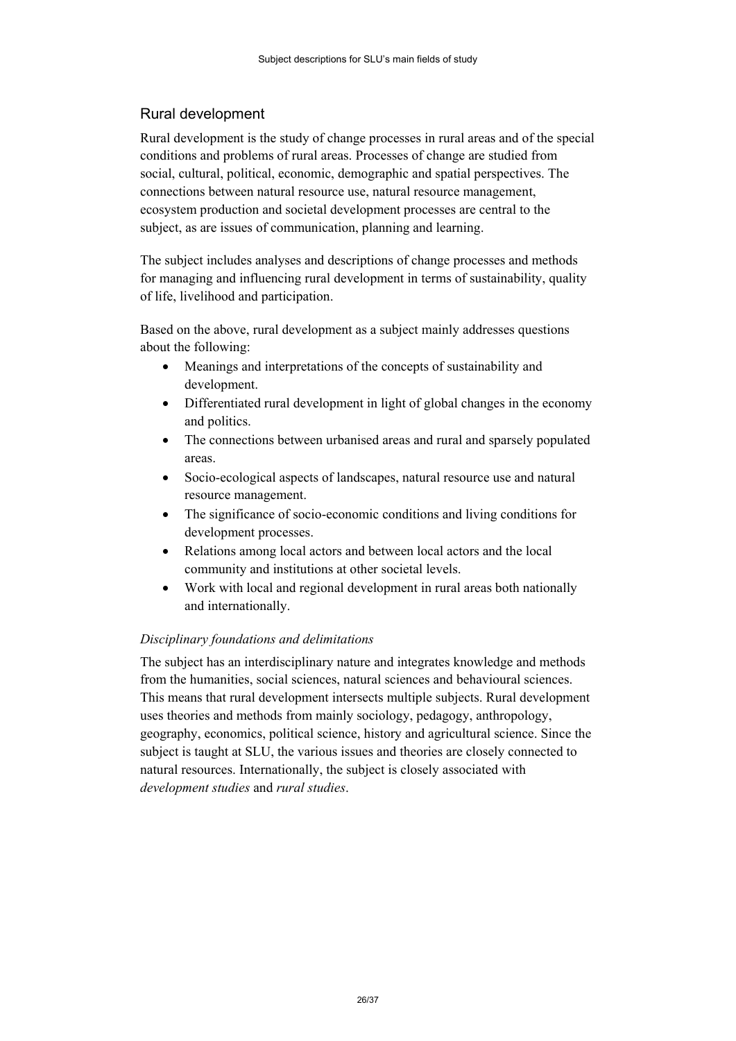## Rural development

Rural development is the study of change processes in rural areas and of the special conditions and problems of rural areas. Processes of change are studied from social, cultural, political, economic, demographic and spatial perspectives. The connections between natural resource use, natural resource management, ecosystem production and societal development processes are central to the subject, as are issues of communication, planning and learning.

The subject includes analyses and descriptions of change processes and methods for managing and influencing rural development in terms of sustainability, quality of life, livelihood and participation.

Based on the above, rural development as a subject mainly addresses questions about the following:

- Meanings and interpretations of the concepts of sustainability and development.
- Differentiated rural development in light of global changes in the economy and politics.
- The connections between urbanised areas and rural and sparsely populated areas.
- Socio-ecological aspects of landscapes, natural resource use and natural resource management.
- The significance of socio-economic conditions and living conditions for development processes.
- Relations among local actors and between local actors and the local community and institutions at other societal levels.
- Work with local and regional development in rural areas both nationally and internationally.

### *Disciplinary foundations and delimitations*

The subject has an interdisciplinary nature and integrates knowledge and methods from the humanities, social sciences, natural sciences and behavioural sciences. This means that rural development intersects multiple subjects. Rural development uses theories and methods from mainly sociology, pedagogy, anthropology, geography, economics, political science, history and agricultural science. Since the subject is taught at SLU, the various issues and theories are closely connected to natural resources. Internationally, the subject is closely associated with *development studies* and *rural studies*.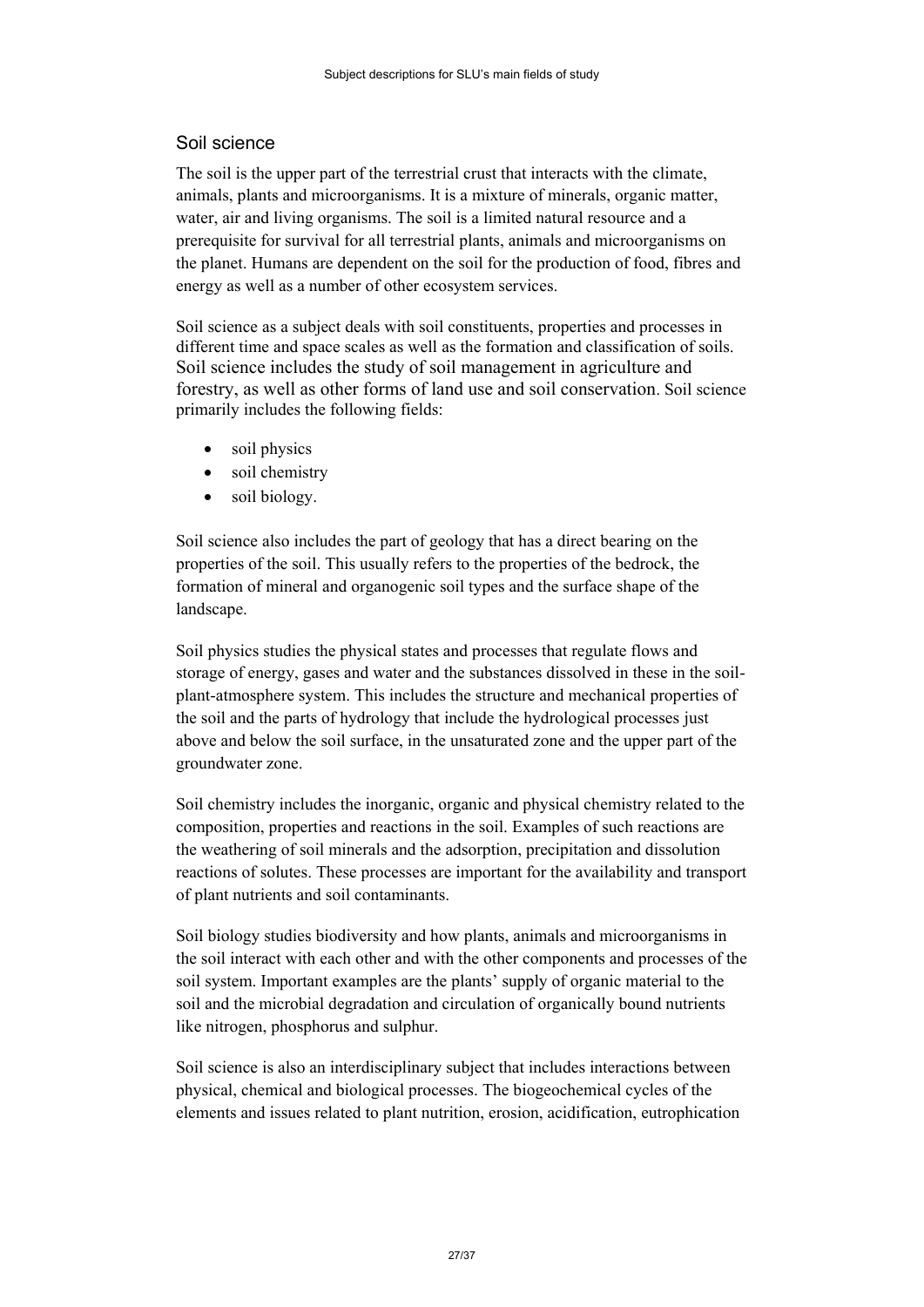## Soil science

The soil is the upper part of the terrestrial crust that interacts with the climate, animals, plants and microorganisms. It is a mixture of minerals, organic matter, water, air and living organisms. The soil is a limited natural resource and a prerequisite for survival for all terrestrial plants, animals and microorganisms on the planet. Humans are dependent on the soil for the production of food, fibres and energy as well as a number of other ecosystem services.

Soil science as a subject deals with soil constituents, properties and processes in different time and space scales as well as the formation and classification of soils. Soil science includes the study of soil management in agriculture and forestry, as well as other forms of land use and soil conservation. Soil science primarily includes the following fields:

- soil physics
- soil chemistry
- soil biology.

Soil science also includes the part of geology that has a direct bearing on the properties of the soil. This usually refers to the properties of the bedrock, the formation of mineral and organogenic soil types and the surface shape of the landscape.

Soil physics studies the physical states and processes that regulate flows and storage of energy, gases and water and the substances dissolved in these in the soil-plant-atmosphere system. This includes the structure and mechanical properties of the soil and the parts of hydrology that include the hydrological processes just above and below the soil surface, in the unsaturated zone and the upper part of the groundwater zone.

Soil chemistry includes the inorganic, organic and physical chemistry related to the composition, properties and reactions in the soil. Examples of such reactions are the weathering of soil minerals and the adsorption, precipitation and dissolution reactions of solutes. These processes are important for the availability and transport of plant nutrients and soil contaminants.

Soil biology studies biodiversity and how plants, animals and microorganisms in the soil interact with each other and with the other components and processes of the soil system. Important examples are the plants' supply of organic material to the soil and the microbial degradation and circulation of organically bound nutrients like nitrogen, phosphorus and sulphur.

Soil science is also an interdisciplinary subject that includes interactions between physical, chemical and biological processes. The biogeochemical cycles of the elements and issues related to plant nutrition, erosion, acidification, eutrophication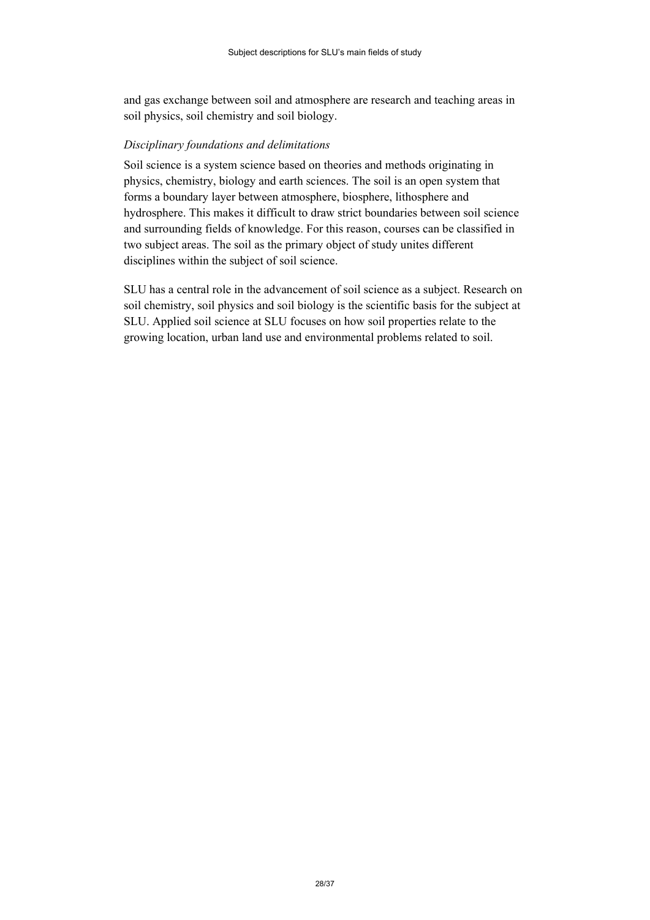and gas exchange between soil and atmosphere are research and teaching areas in soil physics, soil chemistry and soil biology.

*Disciplinary foundations and delimitations*

Soil science is a system science based on theories and methods originating in physics, chemistry, biology and earth sciences. The soil is an open system that forms a boundary layer between atmosphere, biosphere, lithosphere and hydrosphere. This makes it difficult to draw strict boundaries between soil science and surrounding fields of knowledge. For this reason, courses can be classified in two subject areas. The soil as the primary object of study unites different disciplines within the subject of soil science.

SLU has a central role in the advancement of soil science as a subject. Research on soil chemistry, soil physics and soil biology is the scientific basis for the subject at SLU. Applied soil science at SLU focuses on how soil properties relate to the growing location, urban land use and environmental problems related to soil.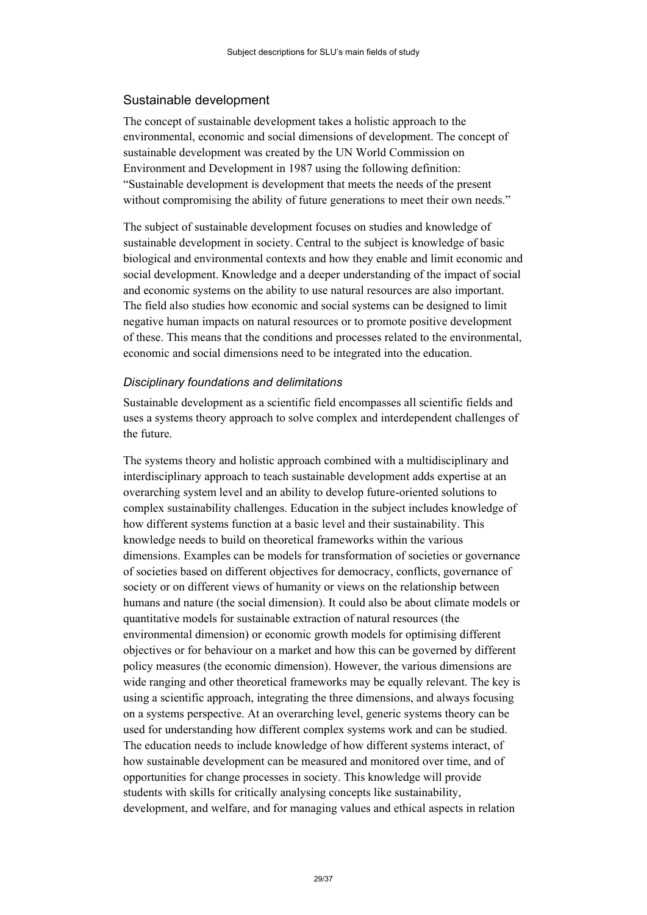## Sustainable development

The concept of sustainable development takes a holistic approach to the environmental, economic and social dimensions of development. The concept of sustainable development was created by the UN World Commission on Environment and Development in 1987 using the following definition: "Sustainable development is development that meets the needs of the present without compromising the ability of future generations to meet their own needs."

The subject of sustainable development focuses on studies and knowledge of sustainable development in society. Central to the subject is knowledge of basic biological and environmental contexts and how they enable and limit economic and social development. Knowledge and a deeper understanding of the impact of social and economic systems on the ability to use natural resources are also important. The field also studies how economic and social systems can be designed to limit negative human impacts on natural resources or to promote positive development of these. This means that the conditions and processes related to the environmental, economic and social dimensions need to be integrated into the education.

### *Disciplinary foundations and delimitations*

Sustainable development as a scientific field encompasses all scientific fields and uses a systems theory approach to solve complex and interdependent challenges of the future.

The systems theory and holistic approach combined with a multidisciplinary and interdisciplinary approach to teach sustainable development adds expertise at an overarching system level and an ability to develop future-oriented solutions to complex sustainability challenges. Education in the subject includes knowledge of how different systems function at a basic level and their sustainability. This knowledge needs to build on theoretical frameworks within the various dimensions. Examples can be models for transformation of societies or governance of societies based on different objectives for democracy, conflicts, governance of society or on different views of humanity or views on the relationship between humans and nature (the social dimension). It could also be about climate models or quantitative models for sustainable extraction of natural resources (the environmental dimension) or economic growth models for optimising different objectives or for behaviour on a market and how this can be governed by different policy measures (the economic dimension). However, the various dimensions are wide ranging and other theoretical frameworks may be equally relevant. The key is using a scientific approach, integrating the three dimensions, and always focusing on a systems perspective. At an overarching level, generic systems theory can be used for understanding how different complex systems work and can be studied. The education needs to include knowledge of how different systems interact, of how sustainable development can be measured and monitored over time, and of opportunities for change processes in society. This knowledge will provide students with skills for critically analysing concepts like sustainability, development, and welfare, and for managing values and ethical aspects in relation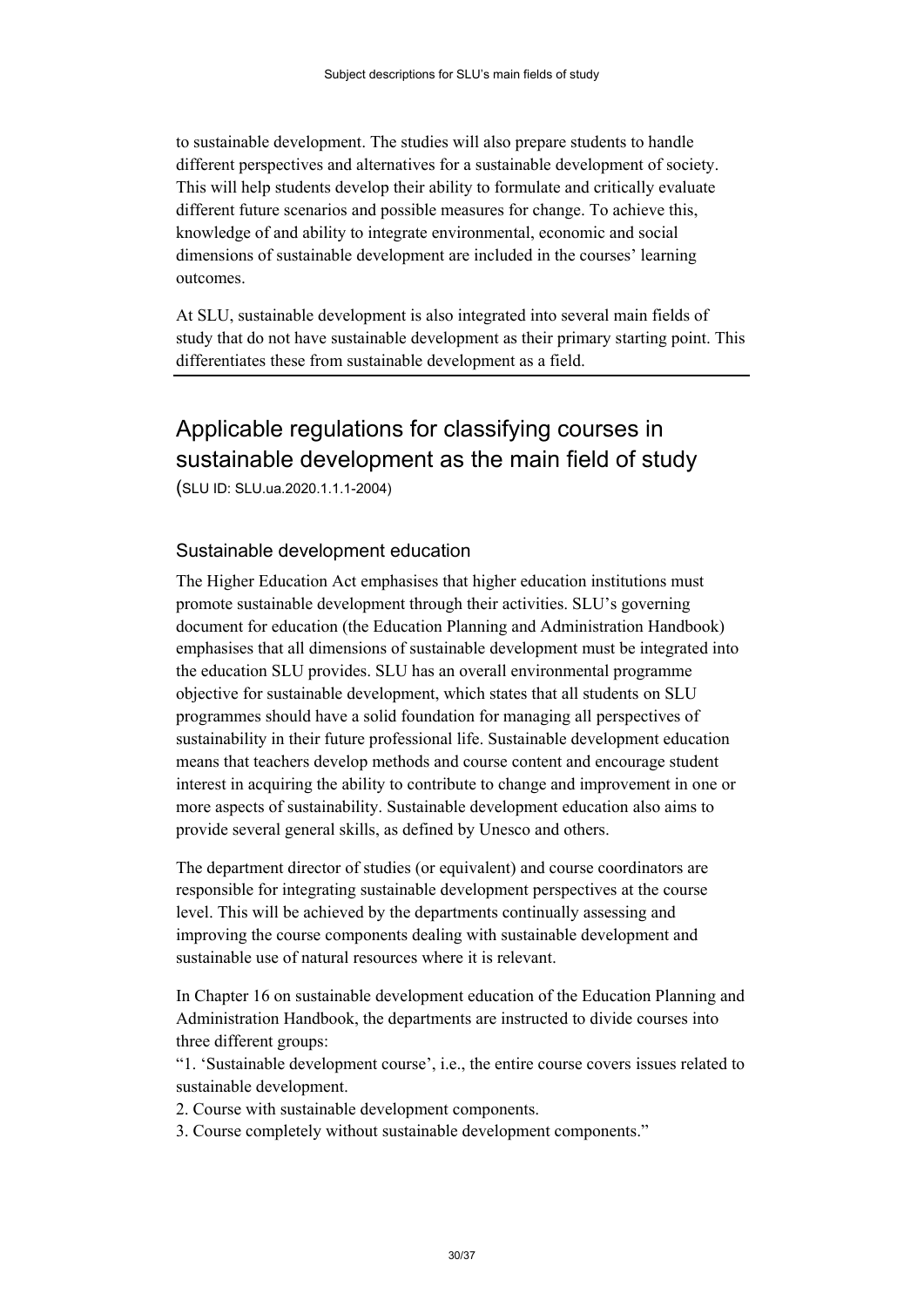to sustainable development. The studies will also prepare students to handle different perspectives and alternatives for a sustainable development of society. This will help students develop their ability to formulate and critically evaluate different future scenarios and possible measures for change. To achieve this, knowledge of and ability to integrate environmental, economic and social dimensions of sustainable development are included in the courses' learning outcomes.

At SLU, sustainable development is also integrated into several main fields of study that do not have sustainable development as their primary starting point. This differentiates these from sustainable development as a field.

## Applicable regulations for classifying courses in sustainable development as the main field of study

(SLU ID: SLU.ua.2020.1.1.1-2004)

### Sustainable development education

The Higher Education Act emphasises that higher education institutions must promote sustainable development through their activities. SLU's governing document for education (the Education Planning and Administration Handbook) emphasises that all dimensions of sustainable development must be integrated into the education SLU provides. SLU has an overall environmental programme objective for sustainable development, which states that all students on SLU programmes should have a solid foundation for managing all perspectives of sustainability in their future professional life. Sustainable development education means that teachers develop methods and course content and encourage student interest in acquiring the ability to contribute to change and improvement in one or more aspects of sustainability. Sustainable development education also aims to provide several general skills, as defined by Unesco and others.

The department director of studies (or equivalent) and course coordinators are responsible for integrating sustainable development perspectives at the course level. This will be achieved by the departments continually assessing and improving the course components dealing with sustainable development and sustainable use of natural resources where it is relevant.

In Chapter 16 on sustainable development education of the Education Planning and Administration Handbook, the departments are instructed to divide courses into three different groups:

"1. 'Sustainable development course', i.e., the entire course covers issues related to sustainable development.

2. Course with sustainable development components.

3. Course completely without sustainable development components."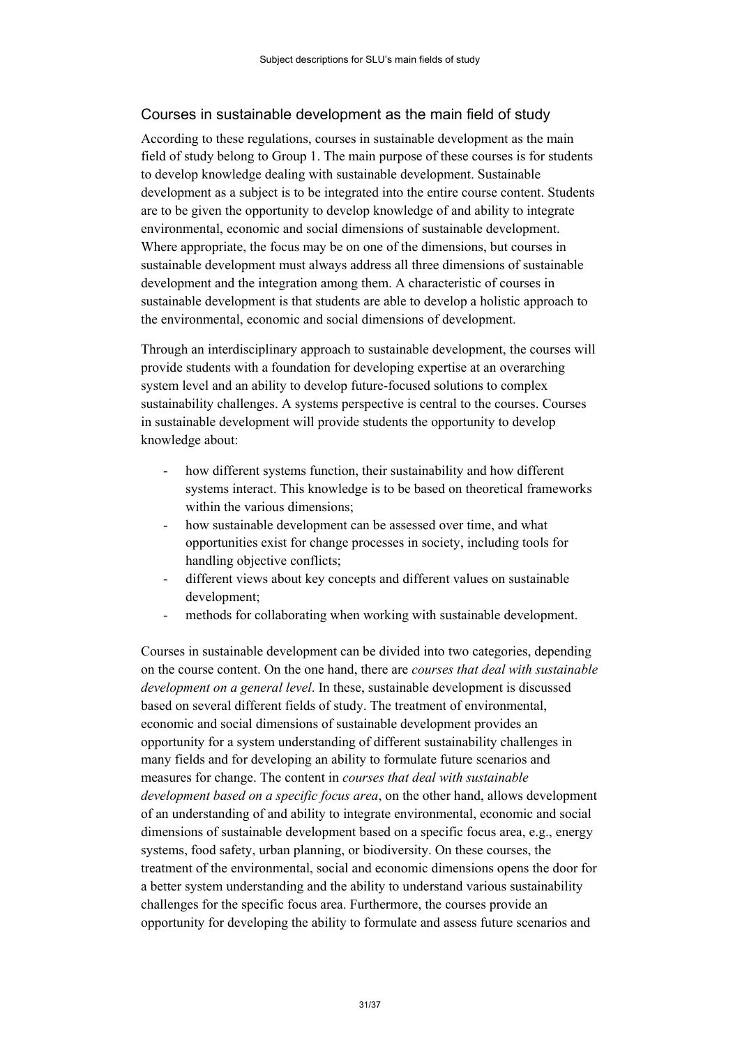## Courses in sustainable development as the main field of study

According to these regulations, courses in sustainable development as the main field of study belong to Group 1. The main purpose of these courses is for students to develop knowledge dealing with sustainable development. Sustainable development as a subject is to be integrated into the entire course content. Students are to be given the opportunity to develop knowledge of and ability to integrate environmental, economic and social dimensions of sustainable development. Where appropriate, the focus may be on one of the dimensions, but courses in sustainable development must always address all three dimensions of sustainable development and the integration among them. A characteristic of courses in sustainable development is that students are able to develop a holistic approach to the environmental, economic and social dimensions of development.

Through an interdisciplinary approach to sustainable development, the courses will provide students with a foundation for developing expertise at an overarching system level and an ability to develop future-focused solutions to complex sustainability challenges. A systems perspective is central to the courses. Courses in sustainable development will provide students the opportunity to develop knowledge about:

- how different systems function, their sustainability and how different systems interact. This knowledge is to be based on theoretical frameworks within the various dimensions;
- how sustainable development can be assessed over time, and what opportunities exist for change processes in society, including tools for handling objective conflicts;
- different views about key concepts and different values on sustainable development;
- methods for collaborating when working with sustainable development.

Courses in sustainable development can be divided into two categories, depending on the course content. On the one hand, there are *courses that deal with sustainable development on a general level*. In these, sustainable development is discussed based on several different fields of study. The treatment of environmental, economic and social dimensions of sustainable development provides an opportunity for a system understanding of different sustainability challenges in many fields and for developing an ability to formulate future scenarios and measures for change. The content in *courses that deal with sustainable development based on a specific focus area*, on the other hand, allows development of an understanding of and ability to integrate environmental, economic and social dimensions of sustainable development based on a specific focus area, e.g., energy systems, food safety, urban planning, or biodiversity. On these courses, the treatment of the environmental, social and economic dimensions opens the door for a better system understanding and the ability to understand various sustainability challenges for the specific focus area. Furthermore, the courses provide an opportunity for developing the ability to formulate and assess future scenarios and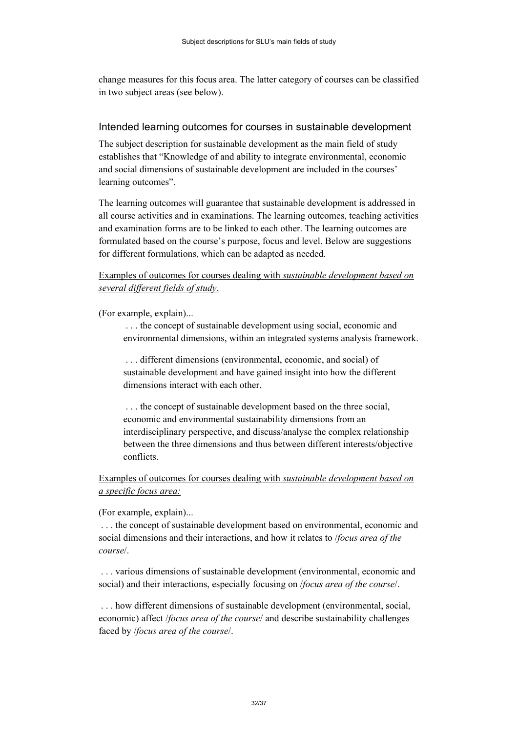change measures for this focus area. The latter category of courses can be classified in two subject areas (see below).

## Intended learning outcomes for courses in sustainable development

The subject description for sustainable development as the main field of study establishes that "Knowledge of and ability to integrate environmental, economic and social dimensions of sustainable development are included in the courses' learning outcomes".

The learning outcomes will guarantee that sustainable development is addressed in all course activities and in examinations. The learning outcomes, teaching activities and examination forms are to be linked to each other. The learning outcomes are formulated based on the course's purpose, focus and level. Below are suggestions for different formulations, which can be adapted as needed.

<u>Examples of outcomes for courses dealing with *sustainable development based on several different fields of study*.</u>

(For example, explain)...

> . . . the concept of sustainable development using social, economic and environmental dimensions, within an integrated systems analysis framework.
>
> . . . different dimensions (environmental, economic, and social) of sustainable development and have gained insight into how the different dimensions interact with each other.
>
> . . . the concept of sustainable development based on the three social, economic and environmental sustainability dimensions from an interdisciplinary perspective, and discuss/analyse the complex relationship between the three dimensions and thus between different interests/objective conflicts.

<u>Examples of outcomes for courses dealing with *sustainable development based on a specific focus area:*</u>

(For example, explain)...

. . . the concept of sustainable development based on environmental, economic and social dimensions and their interactions, and how it relates to /*focus area of the course*/.

. . . various dimensions of sustainable development (environmental, economic and social) and their interactions, especially focusing on /*focus area of the course*/.

. . . how different dimensions of sustainable development (environmental, social, economic) affect /*focus area of the course*/ and describe sustainability challenges faced by /*focus area of the course*/.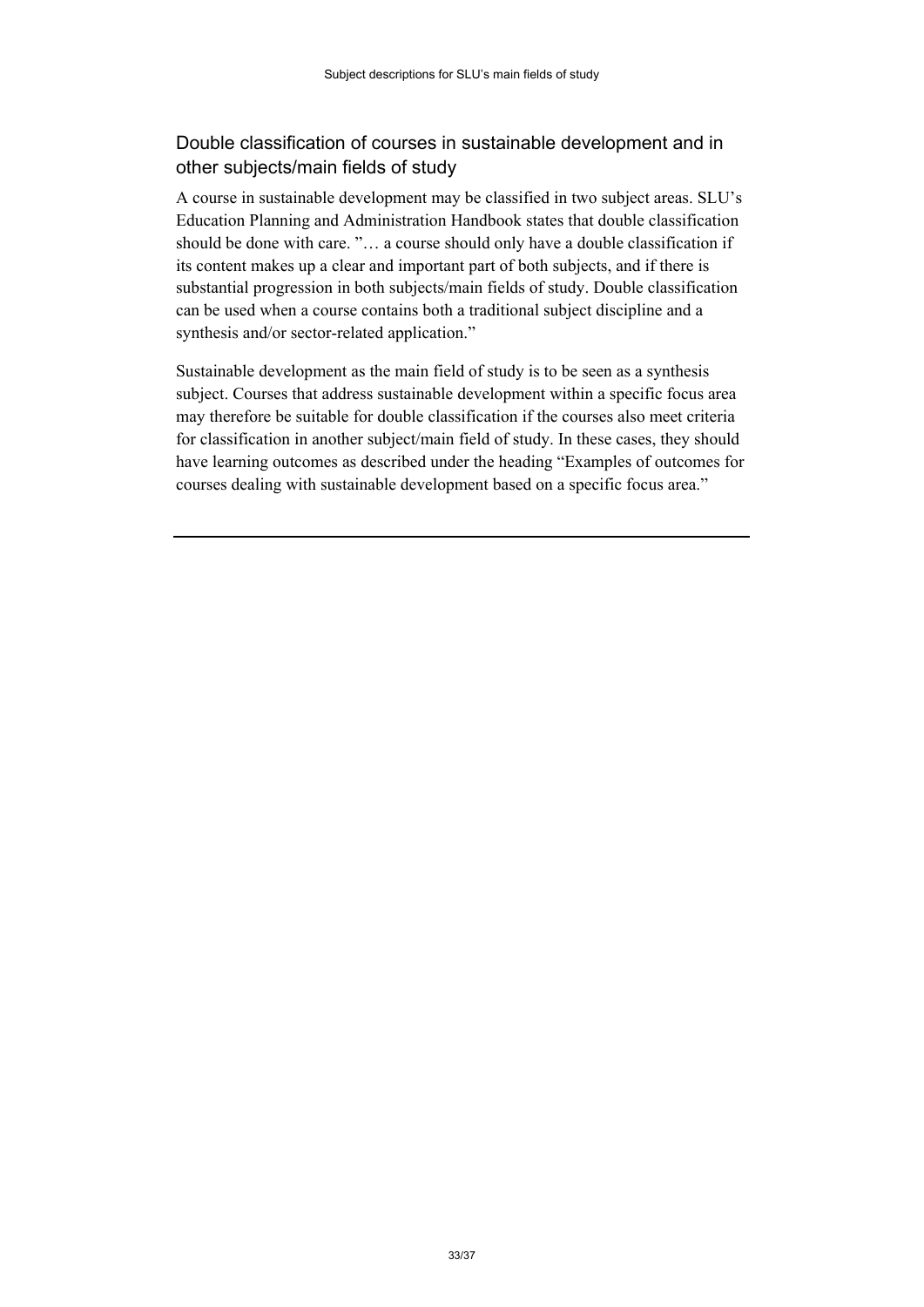## Double classification of courses in sustainable development and in other subjects/main fields of study

A course in sustainable development may be classified in two subject areas. SLU's Education Planning and Administration Handbook states that double classification should be done with care. "… a course should only have a double classification if its content makes up a clear and important part of both subjects, and if there is substantial progression in both subjects/main fields of study. Double classification can be used when a course contains both a traditional subject discipline and a synthesis and/or sector-related application."

Sustainable development as the main field of study is to be seen as a synthesis subject. Courses that address sustainable development within a specific focus area may therefore be suitable for double classification if the courses also meet criteria for classification in another subject/main field of study. In these cases, they should have learning outcomes as described under the heading "Examples of outcomes for courses dealing with sustainable development based on a specific focus area."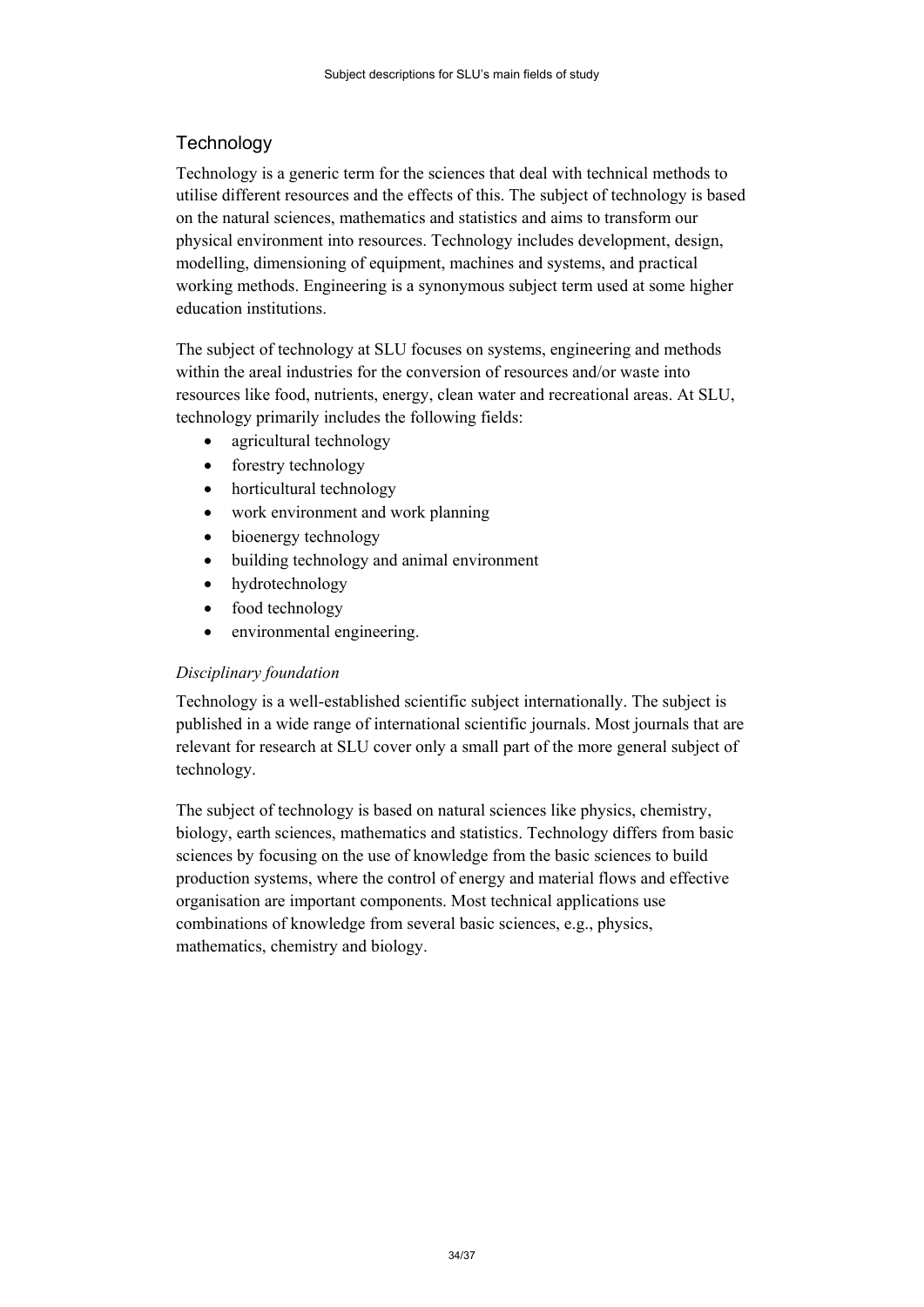## Technology

Technology is a generic term for the sciences that deal with technical methods to utilise different resources and the effects of this. The subject of technology is based on the natural sciences, mathematics and statistics and aims to transform our physical environment into resources. Technology includes development, design, modelling, dimensioning of equipment, machines and systems, and practical working methods. Engineering is a synonymous subject term used at some higher education institutions.

The subject of technology at SLU focuses on systems, engineering and methods within the areal industries for the conversion of resources and/or waste into resources like food, nutrients, energy, clean water and recreational areas. At SLU, technology primarily includes the following fields:

- agricultural technology
- forestry technology
- horticultural technology
- work environment and work planning
- bioenergy technology
- building technology and animal environment
- hydrotechnology
- food technology
- environmental engineering.

*Disciplinary foundation*

Technology is a well-established scientific subject internationally. The subject is published in a wide range of international scientific journals. Most journals that are relevant for research at SLU cover only a small part of the more general subject of technology.

The subject of technology is based on natural sciences like physics, chemistry, biology, earth sciences, mathematics and statistics. Technology differs from basic sciences by focusing on the use of knowledge from the basic sciences to build production systems, where the control of energy and material flows and effective organisation are important components. Most technical applications use combinations of knowledge from several basic sciences, e.g., physics, mathematics, chemistry and biology.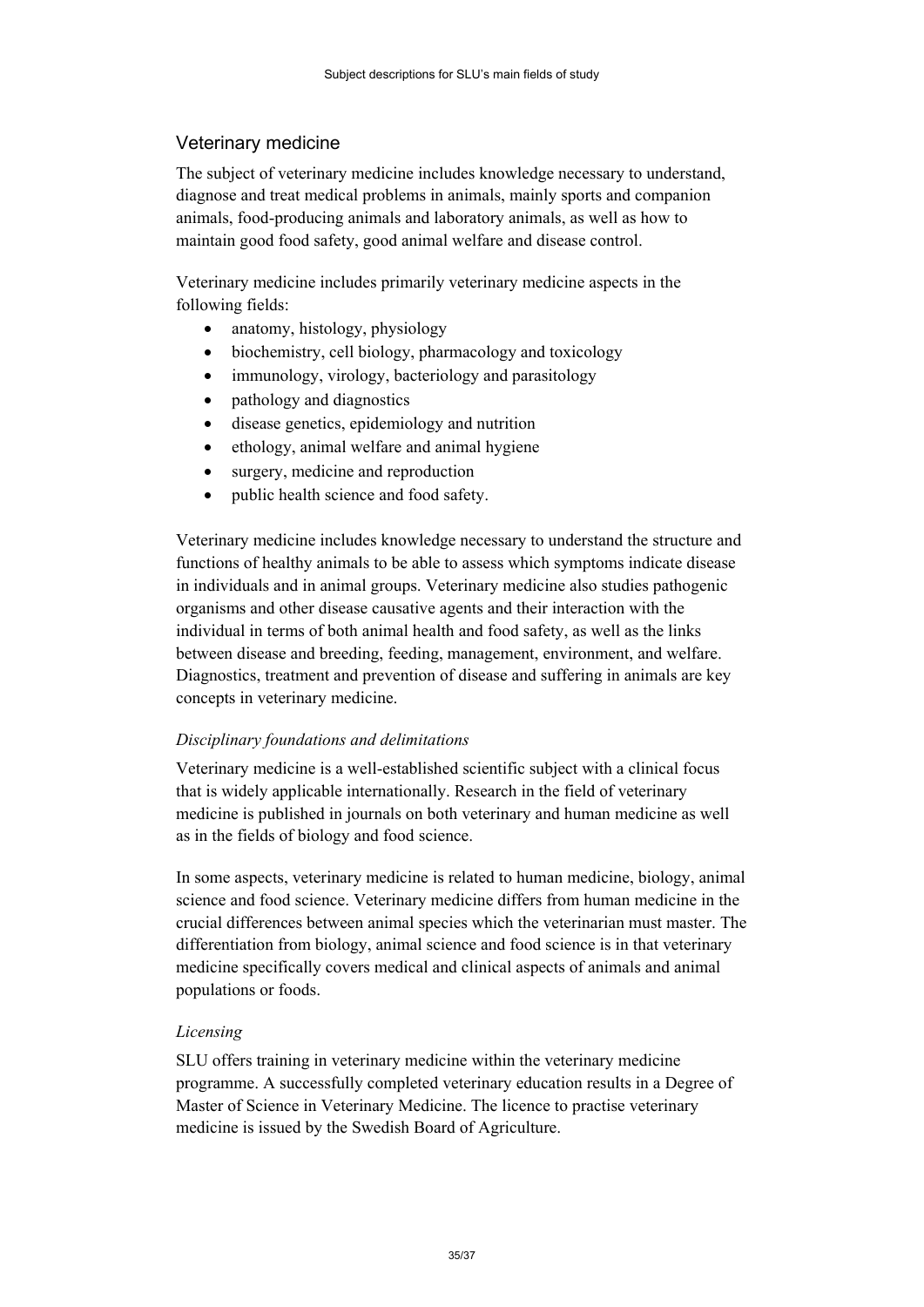## Veterinary medicine

The subject of veterinary medicine includes knowledge necessary to understand, diagnose and treat medical problems in animals, mainly sports and companion animals, food-producing animals and laboratory animals, as well as how to maintain good food safety, good animal welfare and disease control.

Veterinary medicine includes primarily veterinary medicine aspects in the following fields:

- anatomy, histology, physiology
- biochemistry, cell biology, pharmacology and toxicology
- immunology, virology, bacteriology and parasitology
- pathology and diagnostics
- disease genetics, epidemiology and nutrition
- ethology, animal welfare and animal hygiene
- surgery, medicine and reproduction
- public health science and food safety.

Veterinary medicine includes knowledge necessary to understand the structure and functions of healthy animals to be able to assess which symptoms indicate disease in individuals and in animal groups. Veterinary medicine also studies pathogenic organisms and other disease causative agents and their interaction with the individual in terms of both animal health and food safety, as well as the links between disease and breeding, feeding, management, environment, and welfare. Diagnostics, treatment and prevention of disease and suffering in animals are key concepts in veterinary medicine.

*Disciplinary foundations and delimitations*

Veterinary medicine is a well-established scientific subject with a clinical focus that is widely applicable internationally. Research in the field of veterinary medicine is published in journals on both veterinary and human medicine as well as in the fields of biology and food science.

In some aspects, veterinary medicine is related to human medicine, biology, animal science and food science. Veterinary medicine differs from human medicine in the crucial differences between animal species which the veterinarian must master. The differentiation from biology, animal science and food science is in that veterinary medicine specifically covers medical and clinical aspects of animals and animal populations or foods.

*Licensing*

SLU offers training in veterinary medicine within the veterinary medicine programme. A successfully completed veterinary education results in a Degree of Master of Science in Veterinary Medicine. The licence to practise veterinary medicine is issued by the Swedish Board of Agriculture.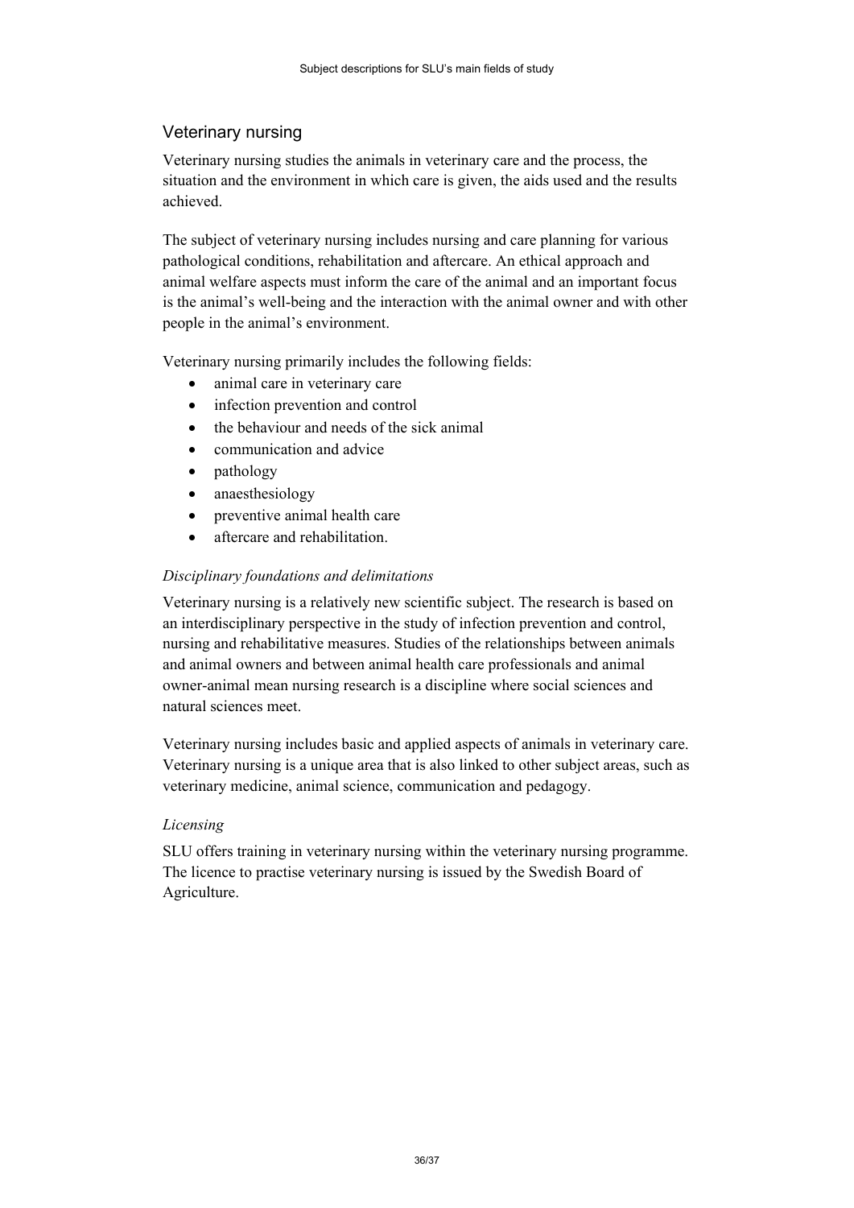## Veterinary nursing

Veterinary nursing studies the animals in veterinary care and the process, the situation and the environment in which care is given, the aids used and the results achieved.

The subject of veterinary nursing includes nursing and care planning for various pathological conditions, rehabilitation and aftercare. An ethical approach and animal welfare aspects must inform the care of the animal and an important focus is the animal's well-being and the interaction with the animal owner and with other people in the animal's environment.

Veterinary nursing primarily includes the following fields:

- animal care in veterinary care
- infection prevention and control
- the behaviour and needs of the sick animal
- communication and advice
- pathology
- anaesthesiology
- preventive animal health care
- aftercare and rehabilitation.

### *Disciplinary foundations and delimitations*

Veterinary nursing is a relatively new scientific subject. The research is based on an interdisciplinary perspective in the study of infection prevention and control, nursing and rehabilitative measures. Studies of the relationships between animals and animal owners and between animal health care professionals and animal owner-animal mean nursing research is a discipline where social sciences and natural sciences meet.

Veterinary nursing includes basic and applied aspects of animals in veterinary care. Veterinary nursing is a unique area that is also linked to other subject areas, such as veterinary medicine, animal science, communication and pedagogy.

### *Licensing*

SLU offers training in veterinary nursing within the veterinary nursing programme. The licence to practise veterinary nursing is issued by the Swedish Board of Agriculture.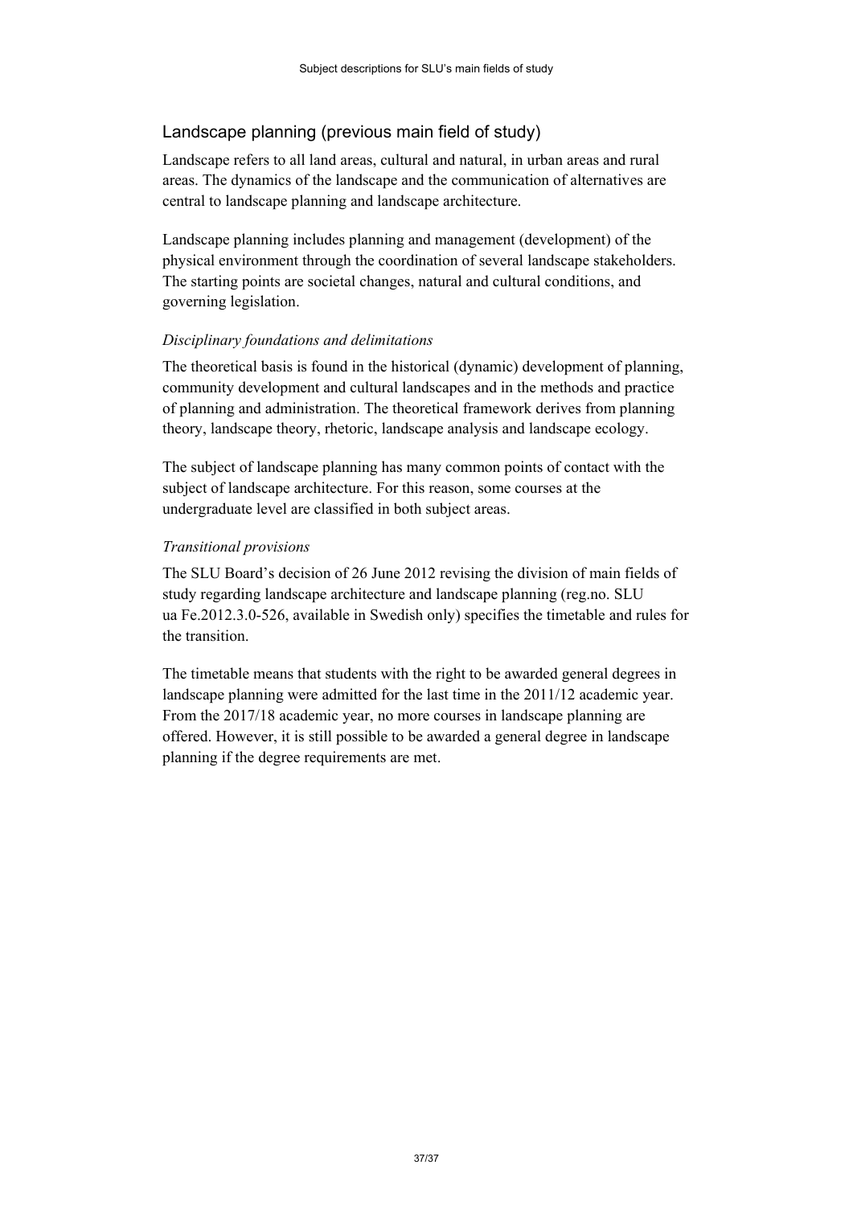## Landscape planning (previous main field of study)

Landscape refers to all land areas, cultural and natural, in urban areas and rural areas. The dynamics of the landscape and the communication of alternatives are central to landscape planning and landscape architecture.

Landscape planning includes planning and management (development) of the physical environment through the coordination of several landscape stakeholders. The starting points are societal changes, natural and cultural conditions, and governing legislation.

### *Disciplinary foundations and delimitations*

The theoretical basis is found in the historical (dynamic) development of planning, community development and cultural landscapes and in the methods and practice of planning and administration. The theoretical framework derives from planning theory, landscape theory, rhetoric, landscape analysis and landscape ecology.

The subject of landscape planning has many common points of contact with the subject of landscape architecture. For this reason, some courses at the undergraduate level are classified in both subject areas.

### *Transitional provisions*

The SLU Board's decision of 26 June 2012 revising the division of main fields of study regarding landscape architecture and landscape planning (reg.no. SLU ua Fe.2012.3.0-526, available in Swedish only) specifies the timetable and rules for the transition.

The timetable means that students with the right to be awarded general degrees in landscape planning were admitted for the last time in the 2011/12 academic year. From the 2017/18 academic year, no more courses in landscape planning are offered. However, it is still possible to be awarded a general degree in landscape planning if the degree requirements are met.